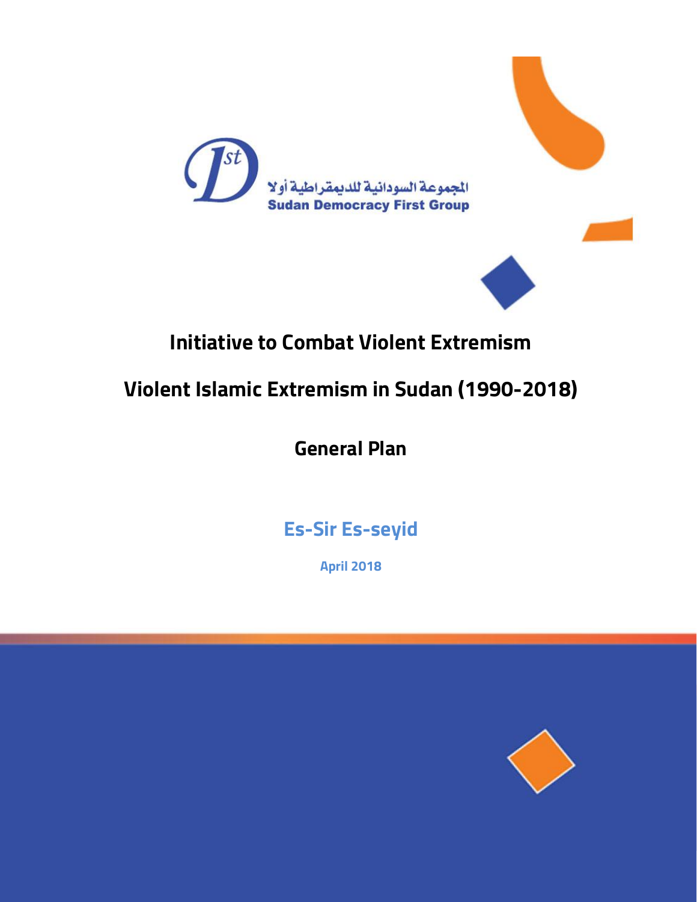المجموعة السودانية للديمقراطية أولا
Sudan Democracy First Group

# Initiative to Combat Violent Extremism

# Violent Islamic Extremism in Sudan (1990-2018)

## General Plan

**Es-Sir Es-seyid**

**April 2018**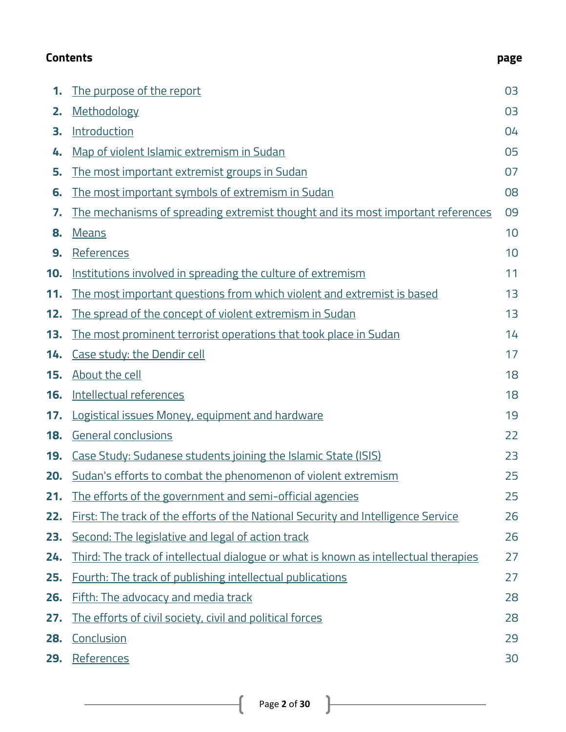**Contents** **page**

| | | |
|---|---|---|
| 1. | The purpose of the report | 03 |
| 2. | Methodology | 03 |
| 3. | Introduction | 04 |
| 4. | Map of violent Islamic extremism in Sudan | 05 |
| 5. | The most important extremist groups in Sudan | 07 |
| 6. | The most important symbols of extremism in Sudan | 08 |
| 7. | The mechanisms of spreading extremist thought and its most important references | 09 |
| 8. | Means | 10 |
| 9. | References | 10 |
| 10. | Institutions involved in spreading the culture of extremism | 11 |
| 11. | The most important questions from which violent and extremist is based | 13 |
| 12. | The spread of the concept of violent extremism in Sudan | 13 |
| 13. | The most prominent terrorist operations that took place in Sudan | 14 |
| 14. | Case study: the Dendir cell | 17 |
| 15. | About the cell | 18 |
| 16. | Intellectual references | 18 |
| 17. | Logistical issues Money, equipment and hardware | 19 |
| 18. | General conclusions | 22 |
| 19. | Case Study: Sudanese students joining the Islamic State (ISIS) | 23 |
| 20. | Sudan's efforts to combat the phenomenon of violent extremism | 25 |
| 21. | The efforts of the government and semi-official agencies | 25 |
| 22. | First: The track of the efforts of the National Security and Intelligence Service | 26 |
| 23. | Second: The legislative and legal of action track | 26 |
| 24. | Third: The track of intellectual dialogue or what is known as intellectual therapies | 27 |
| 25. | Fourth: The track of publishing intellectual publications | 27 |
| 26. | Fifth: The advocacy and media track | 28 |
| 27. | The efforts of civil society, civil and political forces | 28 |
| 28. | Conclusion | 29 |
| 29. | References | 30 |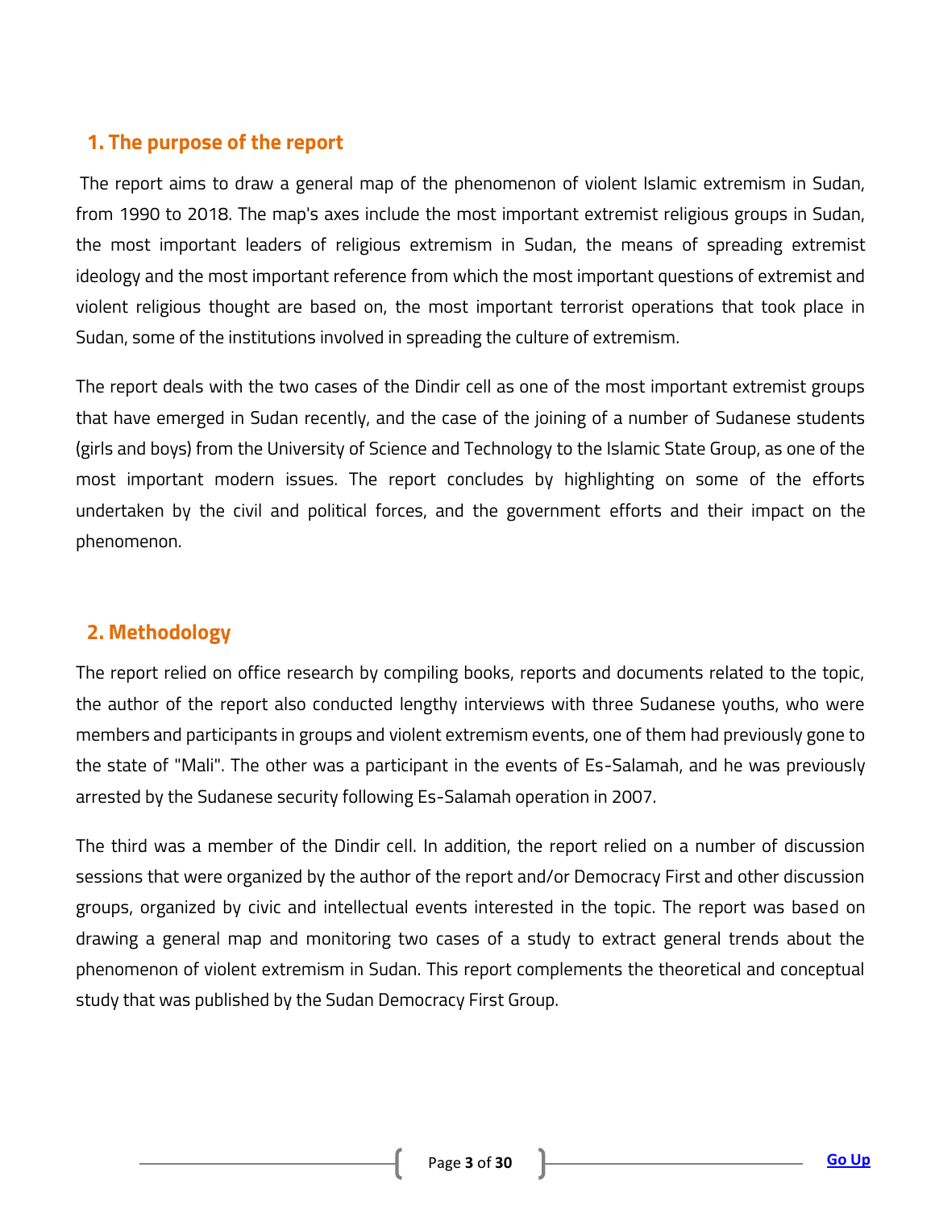## 1. The purpose of the report

The report aims to draw a general map of the phenomenon of violent Islamic extremism in Sudan, from 1990 to 2018. The map's axes include the most important extremist religious groups in Sudan, the most important leaders of religious extremism in Sudan, the means of spreading extremist ideology and the most important reference from which the most important questions of extremist and violent religious thought are based on, the most important terrorist operations that took place in Sudan, some of the institutions involved in spreading the culture of extremism.

The report deals with the two cases of the Dindir cell as one of the most important extremist groups that have emerged in Sudan recently, and the case of the joining of a number of Sudanese students (girls and boys) from the University of Science and Technology to the Islamic State Group, as one of the most important modern issues. The report concludes by highlighting on some of the efforts undertaken by the civil and political forces, and the government efforts and their impact on the phenomenon.

## 2. Methodology

The report relied on office research by compiling books, reports and documents related to the topic, the author of the report also conducted lengthy interviews with three Sudanese youths, who were members and participants in groups and violent extremism events, one of them had previously gone to the state of "Mali". The other was a participant in the events of Es-Salamah, and he was previously arrested by the Sudanese security following Es-Salamah operation in 2007.

The third was a member of the Dindir cell. In addition, the report relied on a number of discussion sessions that were organized by the author of the report and/or Democracy First and other discussion groups, organized by civic and intellectual events interested in the topic. The report was based on drawing a general map and monitoring two cases of a study to extract general trends about the phenomenon of violent extremism in Sudan. This report complements the theoretical and conceptual study that was published by the Sudan Democracy First Group.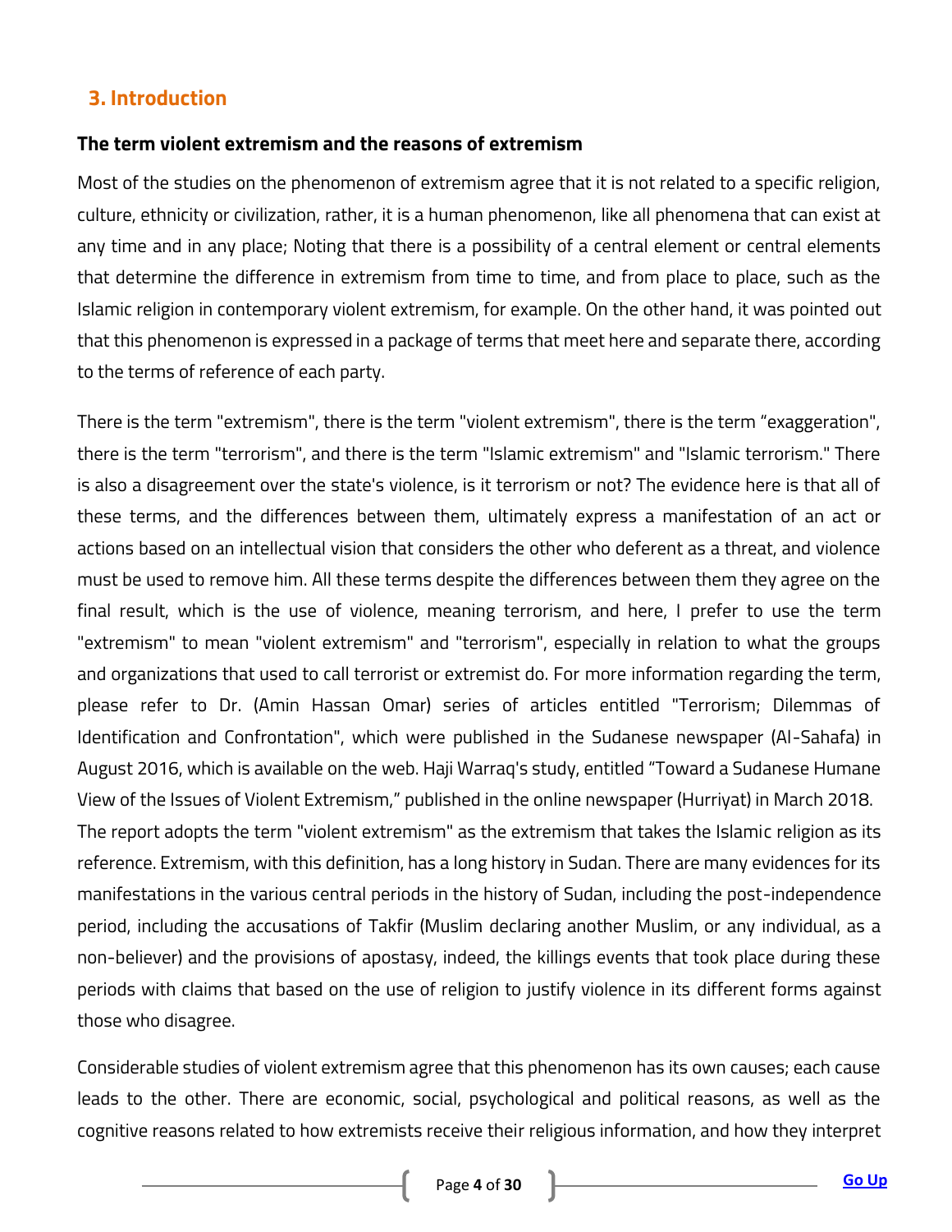## 3. Introduction

### The term violent extremism and the reasons of extremism

Most of the studies on the phenomenon of extremism agree that it is not related to a specific religion, culture, ethnicity or civilization, rather, it is a human phenomenon, like all phenomena that can exist at any time and in any place; Noting that there is a possibility of a central element or central elements that determine the difference in extremism from time to time, and from place to place, such as the Islamic religion in contemporary violent extremism, for example. On the other hand, it was pointed out that this phenomenon is expressed in a package of terms that meet here and separate there, according to the terms of reference of each party.

There is the term "extremism", there is the term "violent extremism", there is the term "exaggeration", there is the term "terrorism", and there is the term "Islamic extremism" and "Islamic terrorism." There is also a disagreement over the state's violence, is it terrorism or not? The evidence here is that all of these terms, and the differences between them, ultimately express a manifestation of an act or actions based on an intellectual vision that considers the other who deferent as a threat, and violence must be used to remove him. All these terms despite the differences between them they agree on the final result, which is the use of violence, meaning terrorism, and here, I prefer to use the term "extremism" to mean "violent extremism" and "terrorism", especially in relation to what the groups and organizations that used to call terrorist or extremist do. For more information regarding the term, please refer to Dr. (Amin Hassan Omar) series of articles entitled "Terrorism; Dilemmas of Identification and Confrontation", which were published in the Sudanese newspaper (Al-Sahafa) in August 2016, which is available on the web. Haji Warraq's study, entitled "Toward a Sudanese Humane View of the Issues of Violent Extremism," published in the online newspaper (Hurriyat) in March 2018.
The report adopts the term "violent extremism" as the extremism that takes the Islamic religion as its reference. Extremism, with this definition, has a long history in Sudan. There are many evidences for its manifestations in the various central periods in the history of Sudan, including the post-independence period, including the accusations of Takfir (Muslim declaring another Muslim, or any individual, as a non-believer) and the provisions of apostasy, indeed, the killings events that took place during these periods with claims that based on the use of religion to justify violence in its different forms against those who disagree.

Considerable studies of violent extremism agree that this phenomenon has its own causes; each cause leads to the other. There are economic, social, psychological and political reasons, as well as the cognitive reasons related to how extremists receive their religious information, and how they interpret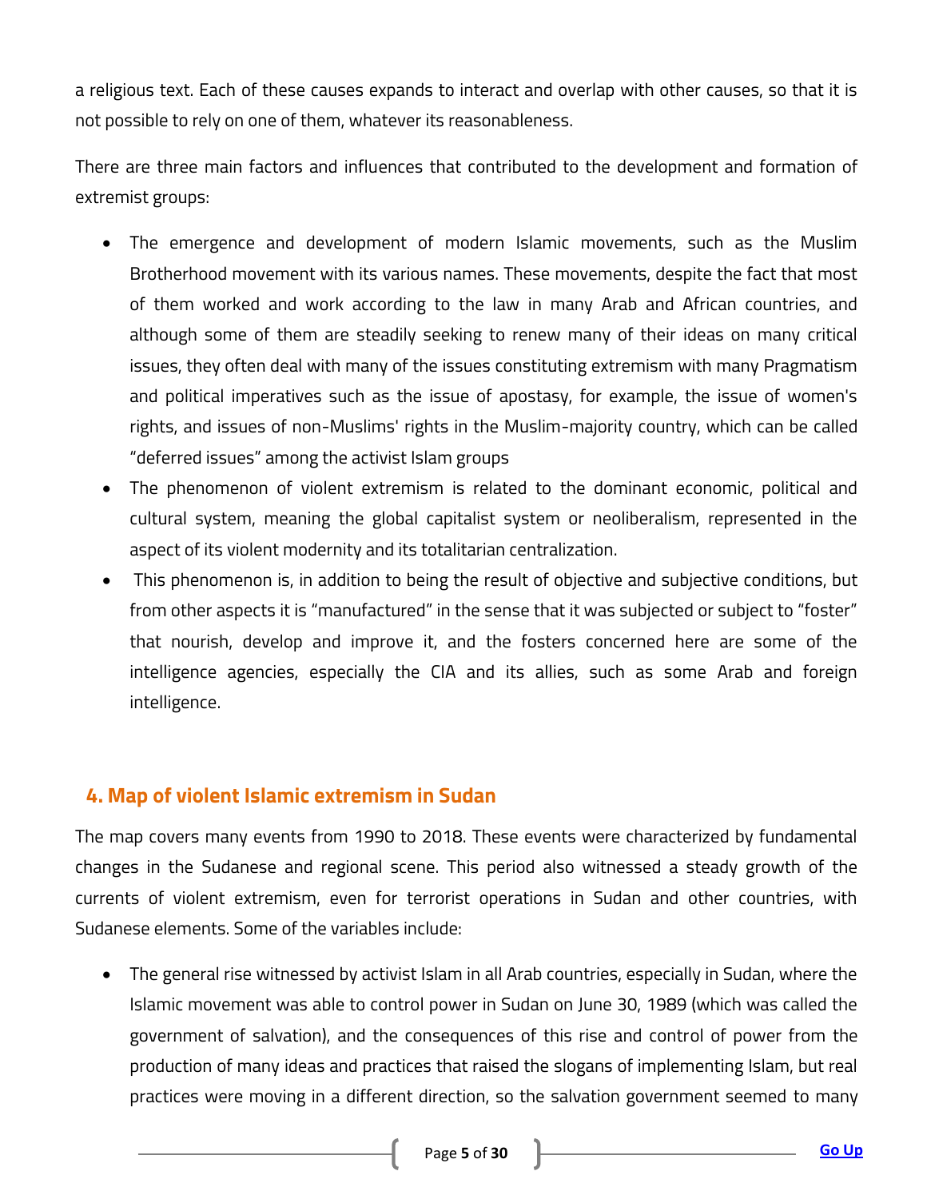a religious text. Each of these causes expands to interact and overlap with other causes, so that it is not possible to rely on one of them, whatever its reasonableness.

There are three main factors and influences that contributed to the development and formation of extremist groups:

- The emergence and development of modern Islamic movements, such as the Muslim Brotherhood movement with its various names. These movements, despite the fact that most of them worked and work according to the law in many Arab and African countries, and although some of them are steadily seeking to renew many of their ideas on many critical issues, they often deal with many of the issues constituting extremism with many Pragmatism and political imperatives such as the issue of apostasy, for example, the issue of women's rights, and issues of non-Muslims' rights in the Muslim-majority country, which can be called "deferred issues" among the activist Islam groups
- The phenomenon of violent extremism is related to the dominant economic, political and cultural system, meaning the global capitalist system or neoliberalism, represented in the aspect of its violent modernity and its totalitarian centralization.
- This phenomenon is, in addition to being the result of objective and subjective conditions, but from other aspects it is "manufactured" in the sense that it was subjected or subject to "foster" that nourish, develop and improve it, and the fosters concerned here are some of the intelligence agencies, especially the CIA and its allies, such as some Arab and foreign intelligence.

## 4. Map of violent Islamic extremism in Sudan

The map covers many events from 1990 to 2018. These events were characterized by fundamental changes in the Sudanese and regional scene. This period also witnessed a steady growth of the currents of violent extremism, even for terrorist operations in Sudan and other countries, with Sudanese elements. Some of the variables include:

- The general rise witnessed by activist Islam in all Arab countries, especially in Sudan, where the Islamic movement was able to control power in Sudan on June 30, 1989 (which was called the government of salvation), and the consequences of this rise and control of power from the production of many ideas and practices that raised the slogans of implementing Islam, but real practices were moving in a different direction, so the salvation government seemed to many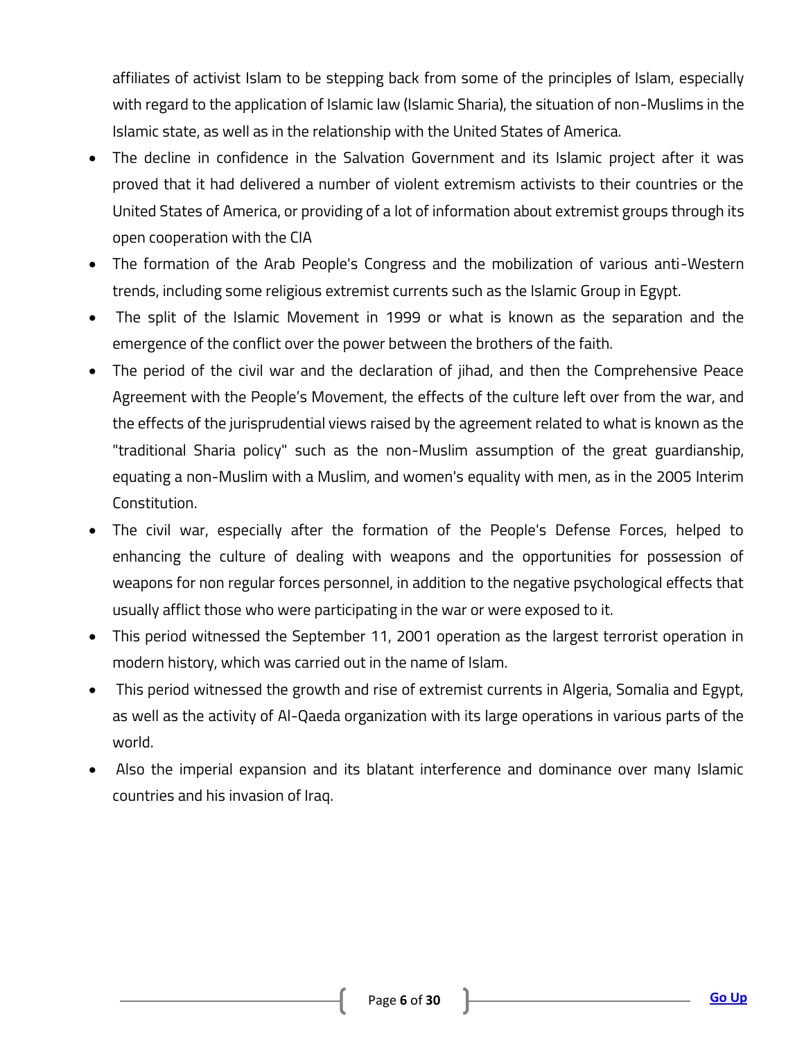affiliates of activist Islam to be stepping back from some of the principles of Islam, especially with regard to the application of Islamic law (Islamic Sharia), the situation of non-Muslims in the Islamic state, as well as in the relationship with the United States of America.

- The decline in confidence in the Salvation Government and its Islamic project after it was proved that it had delivered a number of violent extremism activists to their countries or the United States of America, or providing of a lot of information about extremist groups through its open cooperation with the CIA
- The formation of the Arab People's Congress and the mobilization of various anti-Western trends, including some religious extremist currents such as the Islamic Group in Egypt.
- The split of the Islamic Movement in 1999 or what is known as the separation and the emergence of the conflict over the power between the brothers of the faith.
- The period of the civil war and the declaration of jihad, and then the Comprehensive Peace Agreement with the People's Movement, the effects of the culture left over from the war, and the effects of the jurisprudential views raised by the agreement related to what is known as the "traditional Sharia policy" such as the non-Muslim assumption of the great guardianship, equating a non-Muslim with a Muslim, and women's equality with men, as in the 2005 Interim Constitution.
- The civil war, especially after the formation of the People's Defense Forces, helped to enhancing the culture of dealing with weapons and the opportunities for possession of weapons for non regular forces personnel, in addition to the negative psychological effects that usually afflict those who were participating in the war or were exposed to it.
- This period witnessed the September 11, 2001 operation as the largest terrorist operation in modern history, which was carried out in the name of Islam.
- This period witnessed the growth and rise of extremist currents in Algeria, Somalia and Egypt, as well as the activity of Al-Qaeda organization with its large operations in various parts of the world.
- Also the imperial expansion and its blatant interference and dominance over many Islamic countries and his invasion of Iraq.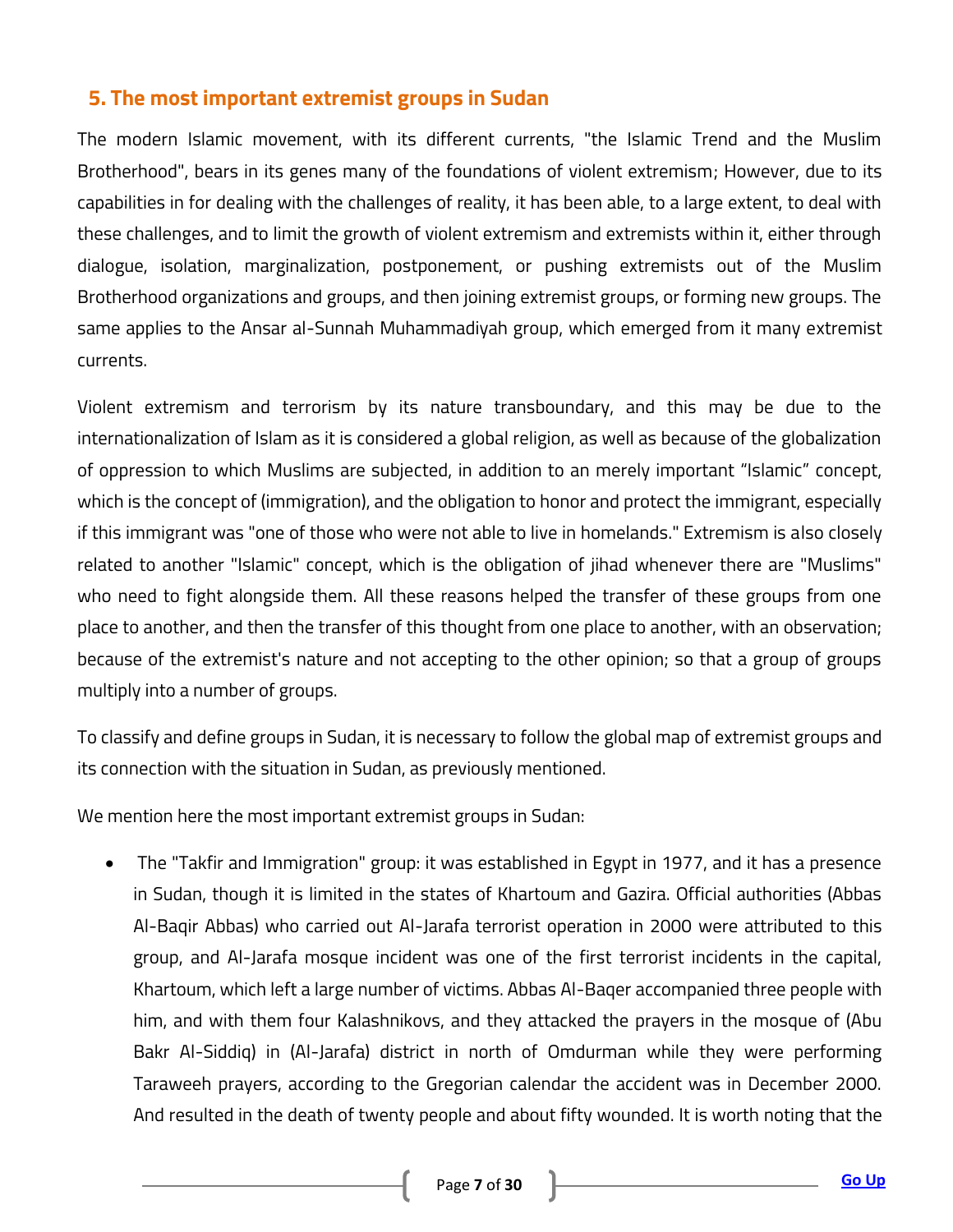## 5. The most important extremist groups in Sudan

The modern Islamic movement, with its different currents, "the Islamic Trend and the Muslim Brotherhood", bears in its genes many of the foundations of violent extremism; However, due to its capabilities in for dealing with the challenges of reality, it has been able, to a large extent, to deal with these challenges, and to limit the growth of violent extremism and extremists within it, either through dialogue, isolation, marginalization, postponement, or pushing extremists out of the Muslim Brotherhood organizations and groups, and then joining extremist groups, or forming new groups. The same applies to the Ansar al-Sunnah Muhammadiyah group, which emerged from it many extremist currents.

Violent extremism and terrorism by its nature transboundary, and this may be due to the internationalization of Islam as it is considered a global religion, as well as because of the globalization of oppression to which Muslims are subjected, in addition to an merely important "Islamic" concept, which is the concept of (immigration), and the obligation to honor and protect the immigrant, especially if this immigrant was "one of those who were not able to live in homelands." Extremism is also closely related to another "Islamic" concept, which is the obligation of jihad whenever there are "Muslims" who need to fight alongside them. All these reasons helped the transfer of these groups from one place to another, and then the transfer of this thought from one place to another, with an observation; because of the extremist's nature and not accepting to the other opinion; so that a group of groups multiply into a number of groups.

To classify and define groups in Sudan, it is necessary to follow the global map of extremist groups and its connection with the situation in Sudan, as previously mentioned.

We mention here the most important extremist groups in Sudan:

- The "Takfir and Immigration" group: it was established in Egypt in 1977, and it has a presence in Sudan, though it is limited in the states of Khartoum and Gazira. Official authorities (Abbas Al-Baqir Abbas) who carried out Al-Jarafa terrorist operation in 2000 were attributed to this group, and Al-Jarafa mosque incident was one of the first terrorist incidents in the capital, Khartoum, which left a large number of victims. Abbas Al-Baqer accompanied three people with him, and with them four Kalashnikovs, and they attacked the prayers in the mosque of (Abu Bakr Al-Siddiq) in (Al-Jarafa) district in north of Omdurman while they were performing Taraweeh prayers, according to the Gregorian calendar the accident was in December 2000. And resulted in the death of twenty people and about fifty wounded. It is worth noting that the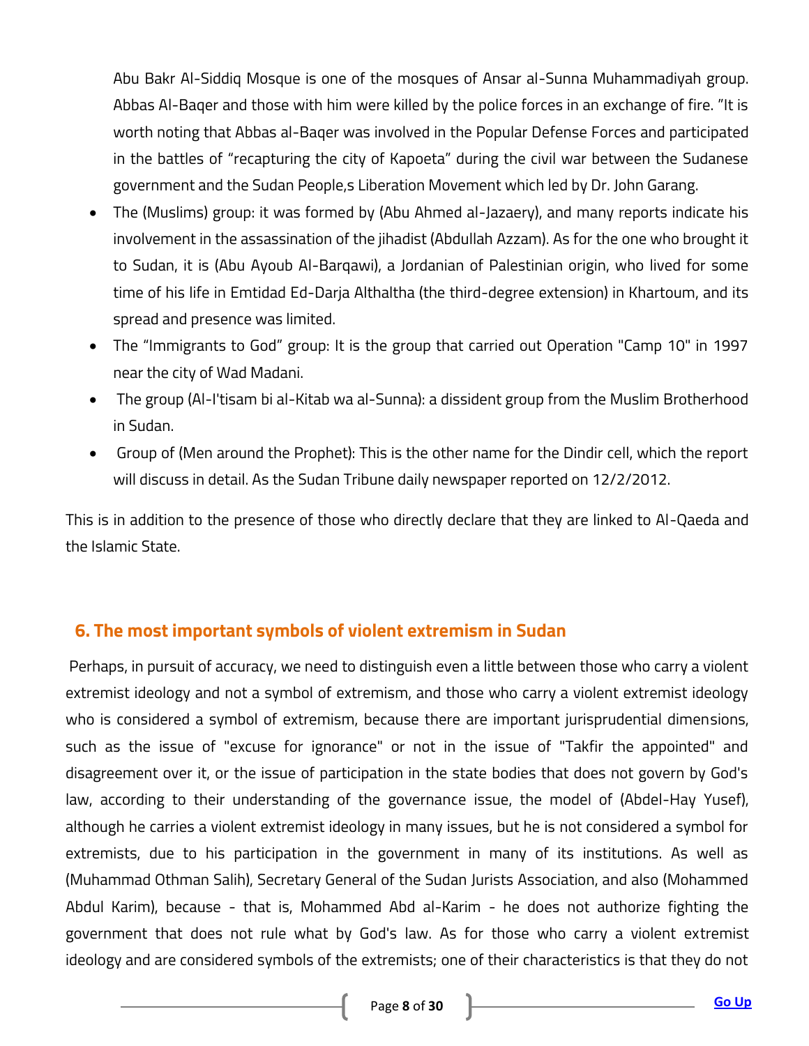Abu Bakr Al-Siddiq Mosque is one of the mosques of Ansar al-Sunna Muhammadiyah group. Abbas Al-Baqer and those with him were killed by the police forces in an exchange of fire. "It is worth noting that Abbas al-Baqer was involved in the Popular Defense Forces and participated in the battles of "recapturing the city of Kapoeta" during the civil war between the Sudanese government and the Sudan People,s Liberation Movement which led by Dr. John Garang.

- The (Muslims) group: it was formed by (Abu Ahmed al-Jazaery), and many reports indicate his involvement in the assassination of the jihadist (Abdullah Azzam). As for the one who brought it to Sudan, it is (Abu Ayoub Al-Barqawi), a Jordanian of Palestinian origin, who lived for some time of his life in Emtidad Ed-Darja Althaltha (the third-degree extension) in Khartoum, and its spread and presence was limited.
- The "Immigrants to God" group: It is the group that carried out Operation "Camp 10" in 1997 near the city of Wad Madani.
- The group (Al-I'tisam bi al-Kitab wa al-Sunna): a dissident group from the Muslim Brotherhood in Sudan.
- Group of (Men around the Prophet): This is the other name for the Dindir cell, which the report will discuss in detail. As the Sudan Tribune daily newspaper reported on 12/2/2012.

This is in addition to the presence of those who directly declare that they are linked to Al-Qaeda and the Islamic State.

## 6. The most important symbols of violent extremism in Sudan

Perhaps, in pursuit of accuracy, we need to distinguish even a little between those who carry a violent extremist ideology and not a symbol of extremism, and those who carry a violent extremist ideology who is considered a symbol of extremism, because there are important jurisprudential dimensions, such as the issue of "excuse for ignorance" or not in the issue of "Takfir the appointed" and disagreement over it, or the issue of participation in the state bodies that does not govern by God's law, according to their understanding of the governance issue, the model of (Abdel-Hay Yusef), although he carries a violent extremist ideology in many issues, but he is not considered a symbol for extremists, due to his participation in the government in many of its institutions. As well as (Muhammad Othman Salih), Secretary General of the Sudan Jurists Association, and also (Mohammed Abdul Karim), because - that is, Mohammed Abd al-Karim - he does not authorize fighting the government that does not rule what by God's law. As for those who carry a violent extremist ideology and are considered symbols of the extremists; one of their characteristics is that they do not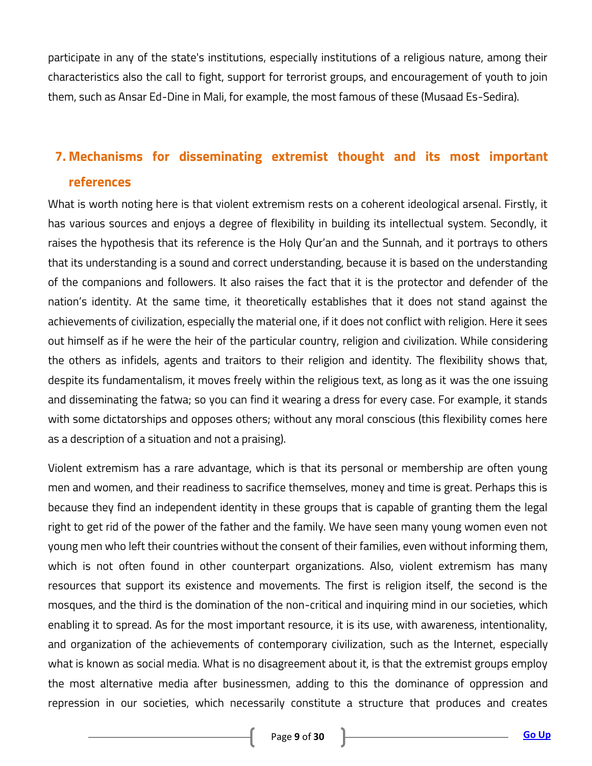participate in any of the state's institutions, especially institutions of a religious nature, among their characteristics also the call to fight, support for terrorist groups, and encouragement of youth to join them, such as Ansar Ed-Dine in Mali, for example, the most famous of these (Musaad Es-Sedira).

## 7. Mechanisms for disseminating extremist thought and its most important references

What is worth noting here is that violent extremism rests on a coherent ideological arsenal. Firstly, it has various sources and enjoys a degree of flexibility in building its intellectual system. Secondly, it raises the hypothesis that its reference is the Holy Qur'an and the Sunnah, and it portrays to others that its understanding is a sound and correct understanding, because it is based on the understanding of the companions and followers. It also raises the fact that it is the protector and defender of the nation's identity. At the same time, it theoretically establishes that it does not stand against the achievements of civilization, especially the material one, if it does not conflict with religion. Here it sees out himself as if he were the heir of the particular country, religion and civilization. While considering the others as infidels, agents and traitors to their religion and identity. The flexibility shows that, despite its fundamentalism, it moves freely within the religious text, as long as it was the one issuing and disseminating the fatwa; so you can find it wearing a dress for every case. For example, it stands with some dictatorships and opposes others; without any moral conscious (this flexibility comes here as a description of a situation and not a praising).

Violent extremism has a rare advantage, which is that its personal or membership are often young men and women, and their readiness to sacrifice themselves, money and time is great. Perhaps this is because they find an independent identity in these groups that is capable of granting them the legal right to get rid of the power of the father and the family. We have seen many young women even not young men who left their countries without the consent of their families, even without informing them, which is not often found in other counterpart organizations. Also, violent extremism has many resources that support its existence and movements. The first is religion itself, the second is the mosques, and the third is the domination of the non-critical and inquiring mind in our societies, which enabling it to spread. As for the most important resource, it is its use, with awareness, intentionality, and organization of the achievements of contemporary civilization, such as the Internet, especially what is known as social media. What is no disagreement about it, is that the extremist groups employ the most alternative media after businessmen, adding to this the dominance of oppression and repression in our societies, which necessarily constitute a structure that produces and creates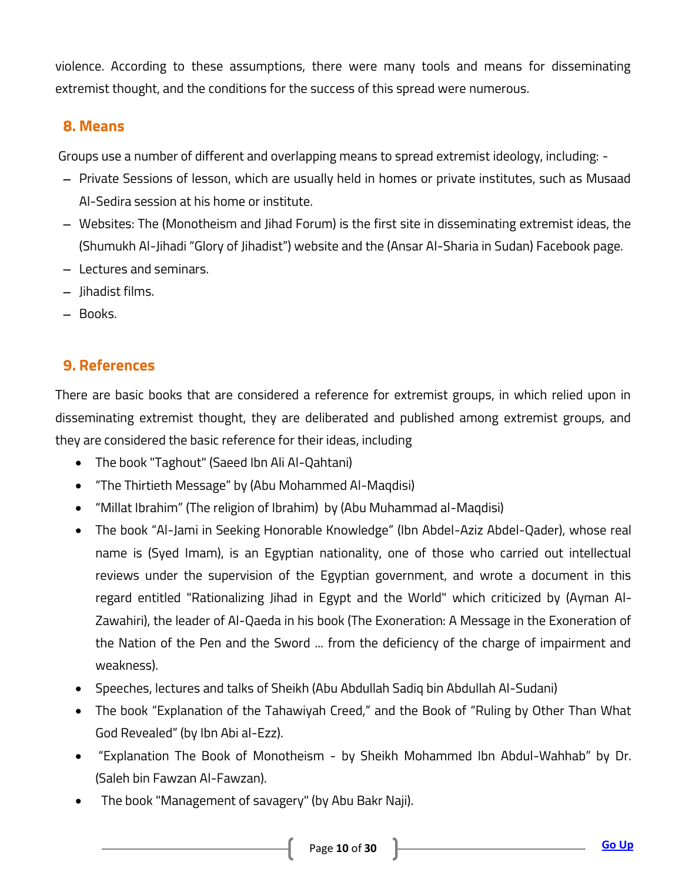violence. According to these assumptions, there were many tools and means for disseminating extremist thought, and the conditions for the success of this spread were numerous.

## 8. Means

Groups use a number of different and overlapping means to spread extremist ideology, including: -

- Private Sessions of lesson, which are usually held in homes or private institutes, such as Musaad Al-Sedira session at his home or institute.
- Websites: The (Monotheism and Jihad Forum) is the first site in disseminating extremist ideas, the (Shumukh Al-Jihadi "Glory of Jihadist") website and the (Ansar Al-Sharia in Sudan) Facebook page.
- Lectures and seminars.
- Jihadist films.
- Books.

## 9. References

There are basic books that are considered a reference for extremist groups, in which relied upon in disseminating extremist thought, they are deliberated and published among extremist groups, and they are considered the basic reference for their ideas, including

- The book "Taghout" (Saeed Ibn Ali Al-Qahtani)
- "The Thirtieth Message" by (Abu Mohammed Al-Maqdisi)
- "Millat Ibrahim" (The religion of Ibrahim) by (Abu Muhammad al-Maqdisi)
- The book "Al-Jami in Seeking Honorable Knowledge" (Ibn Abdel-Aziz Abdel-Qader), whose real name is (Syed Imam), is an Egyptian nationality, one of those who carried out intellectual reviews under the supervision of the Egyptian government, and wrote a document in this regard entitled "Rationalizing Jihad in Egypt and the World" which criticized by (Ayman Al-Zawahiri), the leader of Al-Qaeda in his book (The Exoneration: A Message in the Exoneration of the Nation of the Pen and the Sword ... from the deficiency of the charge of impairment and weakness).
- Speeches, lectures and talks of Sheikh (Abu Abdullah Sadiq bin Abdullah Al-Sudani)
- The book "Explanation of the Tahawiyah Creed," and the Book of "Ruling by Other Than What God Revealed" (by Ibn Abi al-Ezz).
- "Explanation The Book of Monotheism - by Sheikh Mohammed Ibn Abdul-Wahhab" by Dr. (Saleh bin Fawzan Al-Fawzan).
- The book "Management of savagery" (by Abu Bakr Naji).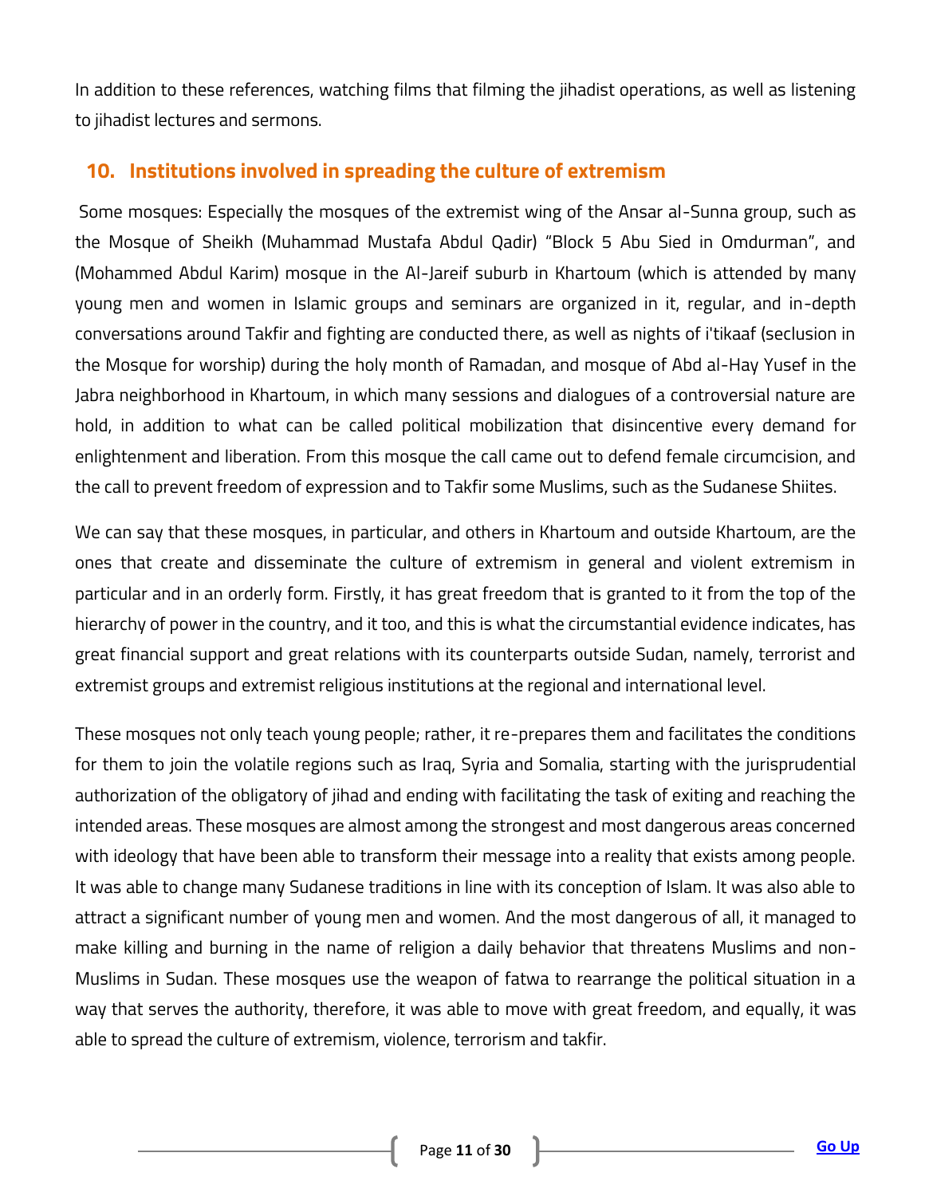In addition to these references, watching films that filming the jihadist operations, as well as listening to jihadist lectures and sermons.

## 10. Institutions involved in spreading the culture of extremism

Some mosques: Especially the mosques of the extremist wing of the Ansar al-Sunna group, such as the Mosque of Sheikh (Muhammad Mustafa Abdul Qadir) "Block 5 Abu Sied in Omdurman", and (Mohammed Abdul Karim) mosque in the Al-Jareif suburb in Khartoum (which is attended by many young men and women in Islamic groups and seminars are organized in it, regular, and in-depth conversations around Takfir and fighting are conducted there, as well as nights of i'tikaaf (seclusion in the Mosque for worship) during the holy month of Ramadan, and mosque of Abd al-Hay Yusef in the Jabra neighborhood in Khartoum, in which many sessions and dialogues of a controversial nature are hold, in addition to what can be called political mobilization that disincentive every demand for enlightenment and liberation. From this mosque the call came out to defend female circumcision, and the call to prevent freedom of expression and to Takfir some Muslims, such as the Sudanese Shiites.

We can say that these mosques, in particular, and others in Khartoum and outside Khartoum, are the ones that create and disseminate the culture of extremism in general and violent extremism in particular and in an orderly form. Firstly, it has great freedom that is granted to it from the top of the hierarchy of power in the country, and it too, and this is what the circumstantial evidence indicates, has great financial support and great relations with its counterparts outside Sudan, namely, terrorist and extremist groups and extremist religious institutions at the regional and international level.

These mosques not only teach young people; rather, it re-prepares them and facilitates the conditions for them to join the volatile regions such as Iraq, Syria and Somalia, starting with the jurisprudential authorization of the obligatory of jihad and ending with facilitating the task of exiting and reaching the intended areas. These mosques are almost among the strongest and most dangerous areas concerned with ideology that have been able to transform their message into a reality that exists among people. It was able to change many Sudanese traditions in line with its conception of Islam. It was also able to attract a significant number of young men and women. And the most dangerous of all, it managed to make killing and burning in the name of religion a daily behavior that threatens Muslims and non-Muslims in Sudan. These mosques use the weapon of fatwa to rearrange the political situation in a way that serves the authority, therefore, it was able to move with great freedom, and equally, it was able to spread the culture of extremism, violence, terrorism and takfir.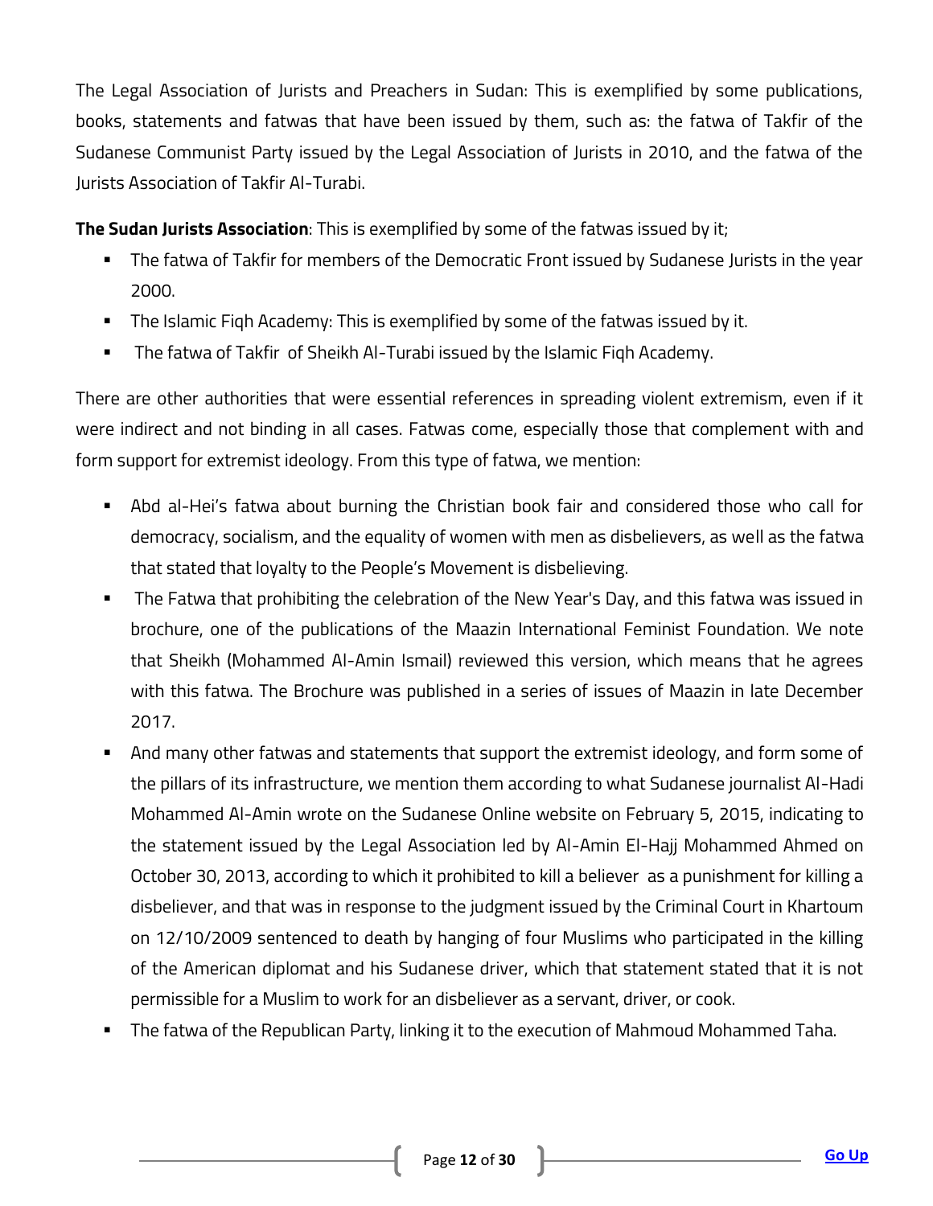The Legal Association of Jurists and Preachers in Sudan: This is exemplified by some publications, books, statements and fatwas that have been issued by them, such as: the fatwa of Takfir of the Sudanese Communist Party issued by the Legal Association of Jurists in 2010, and the fatwa of the Jurists Association of Takfir Al-Turabi.

**The Sudan Jurists Association**: This is exemplified by some of the fatwas issued by it;

- The fatwa of Takfir for members of the Democratic Front issued by Sudanese Jurists in the year 2000.
- The Islamic Fiqh Academy: This is exemplified by some of the fatwas issued by it.
- The fatwa of Takfir of Sheikh Al-Turabi issued by the Islamic Fiqh Academy.

There are other authorities that were essential references in spreading violent extremism, even if it were indirect and not binding in all cases. Fatwas come, especially those that complement with and form support for extremist ideology. From this type of fatwa, we mention:

- Abd al-Hei's fatwa about burning the Christian book fair and considered those who call for democracy, socialism, and the equality of women with men as disbelievers, as well as the fatwa that stated that loyalty to the People's Movement is disbelieving.
- The Fatwa that prohibiting the celebration of the New Year's Day, and this fatwa was issued in brochure, one of the publications of the Maazin International Feminist Foundation. We note that Sheikh (Mohammed Al-Amin Ismail) reviewed this version, which means that he agrees with this fatwa. The Brochure was published in a series of issues of Maazin in late December 2017.
- And many other fatwas and statements that support the extremist ideology, and form some of the pillars of its infrastructure, we mention them according to what Sudanese journalist Al-Hadi Mohammed Al-Amin wrote on the Sudanese Online website on February 5, 2015, indicating to the statement issued by the Legal Association led by Al-Amin El-Hajj Mohammed Ahmed on October 30, 2013, according to which it prohibited to kill a believer as a punishment for killing a disbeliever, and that was in response to the judgment issued by the Criminal Court in Khartoum on 12/10/2009 sentenced to death by hanging of four Muslims who participated in the killing of the American diplomat and his Sudanese driver, which that statement stated that it is not permissible for a Muslim to work for an disbeliever as a servant, driver, or cook.
- The fatwa of the Republican Party, linking it to the execution of Mahmoud Mohammed Taha.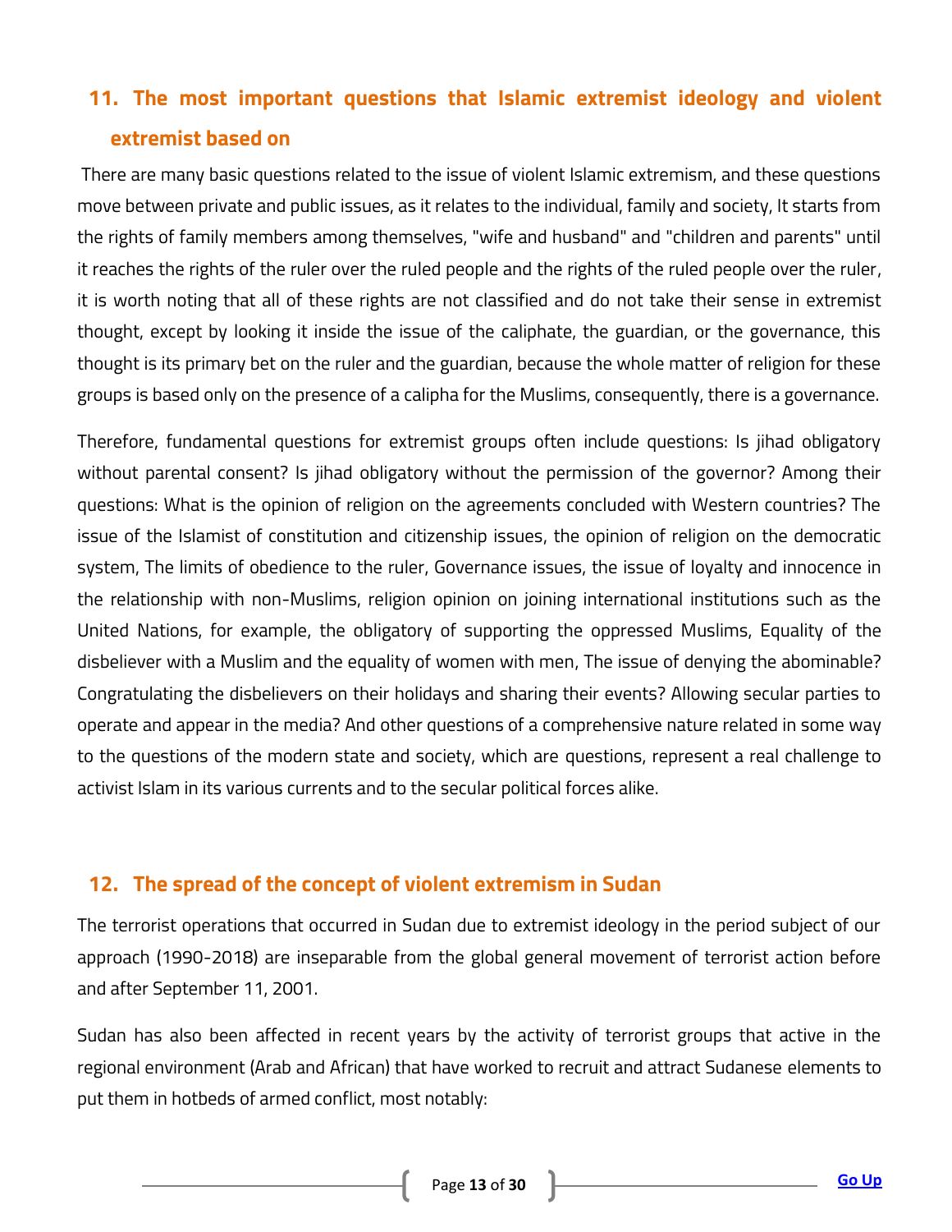## 11. The most important questions that Islamic extremist ideology and violent extremist based on

There are many basic questions related to the issue of violent Islamic extremism, and these questions move between private and public issues, as it relates to the individual, family and society, It starts from the rights of family members among themselves, "wife and husband" and "children and parents" until it reaches the rights of the ruler over the ruled people and the rights of the ruled people over the ruler, it is worth noting that all of these rights are not classified and do not take their sense in extremist thought, except by looking it inside the issue of the caliphate, the guardian, or the governance, this thought is its primary bet on the ruler and the guardian, because the whole matter of religion for these groups is based only on the presence of a calipha for the Muslims, consequently, there is a governance.

Therefore, fundamental questions for extremist groups often include questions: Is jihad obligatory without parental consent? Is jihad obligatory without the permission of the governor? Among their questions: What is the opinion of religion on the agreements concluded with Western countries? The issue of the Islamist of constitution and citizenship issues, the opinion of religion on the democratic system, The limits of obedience to the ruler, Governance issues, the issue of loyalty and innocence in the relationship with non-Muslims, religion opinion on joining international institutions such as the United Nations, for example, the obligatory of supporting the oppressed Muslims, Equality of the disbeliever with a Muslim and the equality of women with men, The issue of denying the abominable? Congratulating the disbelievers on their holidays and sharing their events? Allowing secular parties to operate and appear in the media? And other questions of a comprehensive nature related in some way to the questions of the modern state and society, which are questions, represent a real challenge to activist Islam in its various currents and to the secular political forces alike.

## 12. The spread of the concept of violent extremism in Sudan

The terrorist operations that occurred in Sudan due to extremist ideology in the period subject of our approach (1990-2018) are inseparable from the global general movement of terrorist action before and after September 11, 2001.

Sudan has also been affected in recent years by the activity of terrorist groups that active in the regional environment (Arab and African) that have worked to recruit and attract Sudanese elements to put them in hotbeds of armed conflict, most notably: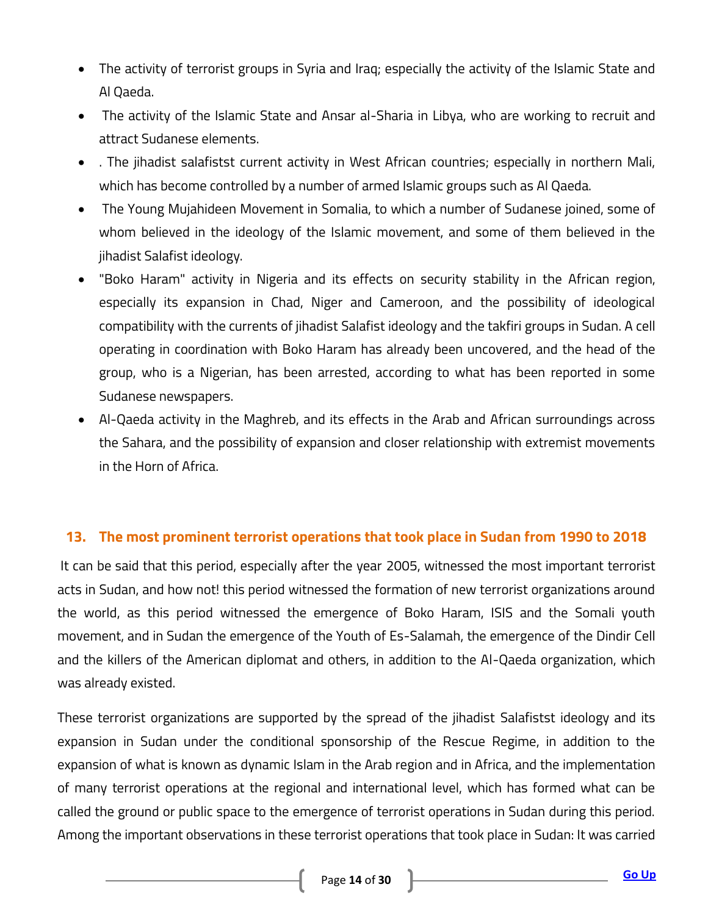- The activity of terrorist groups in Syria and Iraq; especially the activity of the Islamic State and Al Qaeda.
- The activity of the Islamic State and Ansar al-Sharia in Libya, who are working to recruit and attract Sudanese elements.
- . The jihadist salafistst current activity in West African countries; especially in northern Mali, which has become controlled by a number of armed Islamic groups such as Al Qaeda.
- The Young Mujahideen Movement in Somalia, to which a number of Sudanese joined, some of whom believed in the ideology of the Islamic movement, and some of them believed in the jihadist Salafist ideology.
- "Boko Haram" activity in Nigeria and its effects on security stability in the African region, especially its expansion in Chad, Niger and Cameroon, and the possibility of ideological compatibility with the currents of jihadist Salafist ideology and the takfiri groups in Sudan. A cell operating in coordination with Boko Haram has already been uncovered, and the head of the group, who is a Nigerian, has been arrested, according to what has been reported in some Sudanese newspapers.
- Al-Qaeda activity in the Maghreb, and its effects in the Arab and African surroundings across the Sahara, and the possibility of expansion and closer relationship with extremist movements in the Horn of Africa.

## 13. The most prominent terrorist operations that took place in Sudan from 1990 to 2018

It can be said that this period, especially after the year 2005, witnessed the most important terrorist acts in Sudan, and how not! this period witnessed the formation of new terrorist organizations around the world, as this period witnessed the emergence of Boko Haram, ISIS and the Somali youth movement, and in Sudan the emergence of the Youth of Es-Salamah, the emergence of the Dindir Cell and the killers of the American diplomat and others, in addition to the Al-Qaeda organization, which was already existed.

These terrorist organizations are supported by the spread of the jihadist Salafistst ideology and its expansion in Sudan under the conditional sponsorship of the Rescue Regime, in addition to the expansion of what is known as dynamic Islam in the Arab region and in Africa, and the implementation of many terrorist operations at the regional and international level, which has formed what can be called the ground or public space to the emergence of terrorist operations in Sudan during this period. Among the important observations in these terrorist operations that took place in Sudan: It was carried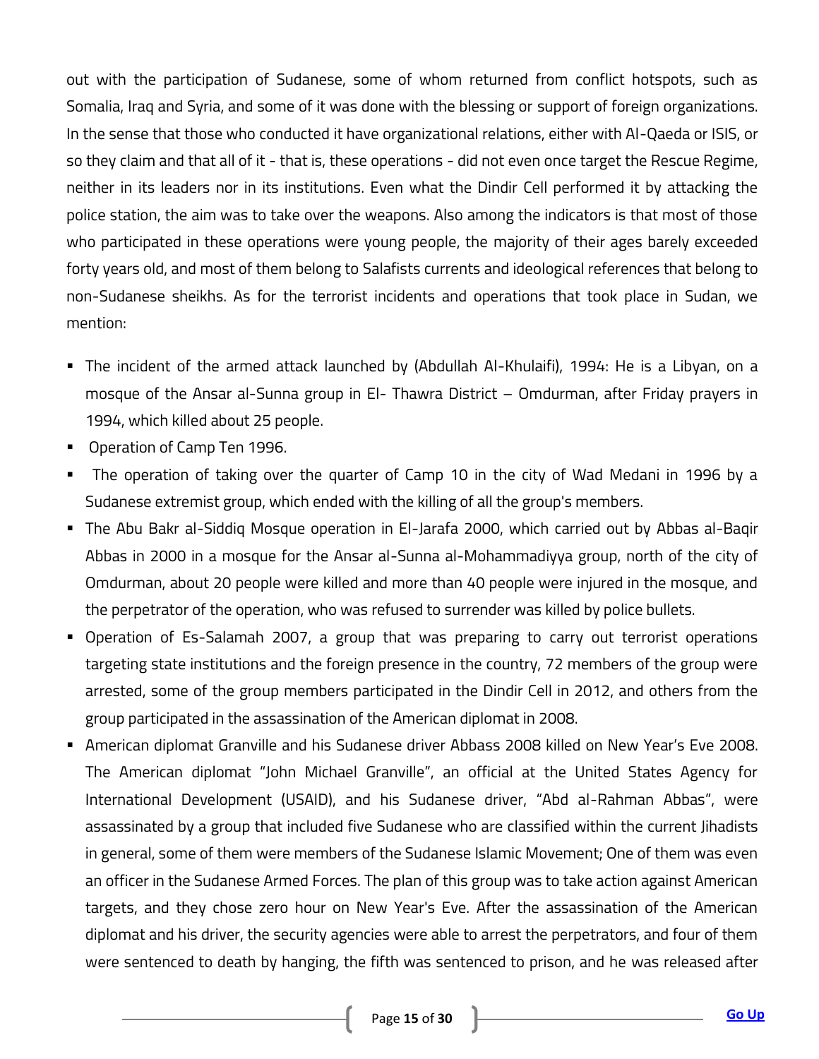out with the participation of Sudanese, some of whom returned from conflict hotspots, such as Somalia, Iraq and Syria, and some of it was done with the blessing or support of foreign organizations. In the sense that those who conducted it have organizational relations, either with Al-Qaeda or ISIS, or so they claim and that all of it - that is, these operations - did not even once target the Rescue Regime, neither in its leaders nor in its institutions. Even what the Dindir Cell performed it by attacking the police station, the aim was to take over the weapons. Also among the indicators is that most of those who participated in these operations were young people, the majority of their ages barely exceeded forty years old, and most of them belong to Salafists currents and ideological references that belong to non-Sudanese sheikhs. As for the terrorist incidents and operations that took place in Sudan, we mention:

- The incident of the armed attack launched by (Abdullah Al-Khulaifi), 1994: He is a Libyan, on a mosque of the Ansar al-Sunna group in El- Thawra District – Omdurman, after Friday prayers in 1994, which killed about 25 people.
- Operation of Camp Ten 1996.
- The operation of taking over the quarter of Camp 10 in the city of Wad Medani in 1996 by a Sudanese extremist group, which ended with the killing of all the group's members.
- The Abu Bakr al-Siddiq Mosque operation in El-Jarafa 2000, which carried out by Abbas al-Baqir Abbas in 2000 in a mosque for the Ansar al-Sunna al-Mohammadiyya group, north of the city of Omdurman, about 20 people were killed and more than 40 people were injured in the mosque, and the perpetrator of the operation, who was refused to surrender was killed by police bullets.
- Operation of Es-Salamah 2007, a group that was preparing to carry out terrorist operations targeting state institutions and the foreign presence in the country, 72 members of the group were arrested, some of the group members participated in the Dindir Cell in 2012, and others from the group participated in the assassination of the American diplomat in 2008.
- American diplomat Granville and his Sudanese driver Abbass 2008 killed on New Year's Eve 2008. The American diplomat "John Michael Granville", an official at the United States Agency for International Development (USAID), and his Sudanese driver, "Abd al-Rahman Abbas", were assassinated by a group that included five Sudanese who are classified within the current Jihadists in general, some of them were members of the Sudanese Islamic Movement; One of them was even an officer in the Sudanese Armed Forces. The plan of this group was to take action against American targets, and they chose zero hour on New Year's Eve. After the assassination of the American diplomat and his driver, the security agencies were able to arrest the perpetrators, and four of them were sentenced to death by hanging, the fifth was sentenced to prison, and he was released after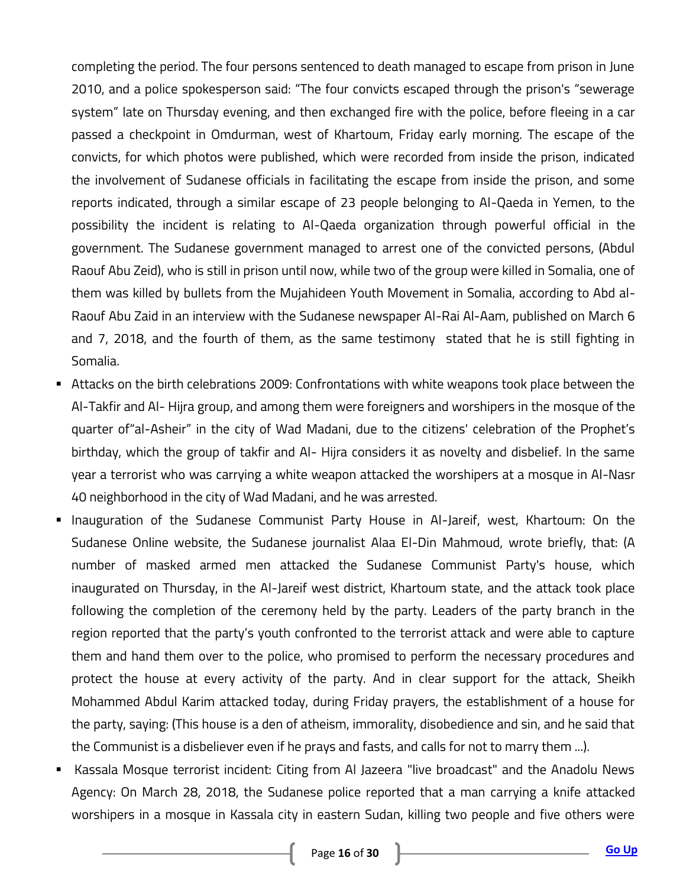completing the period. The four persons sentenced to death managed to escape from prison in June 2010, and a police spokesperson said: “The four convicts escaped through the prison's “sewerage system” late on Thursday evening, and then exchanged fire with the police, before fleeing in a car passed a checkpoint in Omdurman, west of Khartoum, Friday early morning. The escape of the convicts, for which photos were published, which were recorded from inside the prison, indicated the involvement of Sudanese officials in facilitating the escape from inside the prison, and some reports indicated, through a similar escape of 23 people belonging to Al-Qaeda in Yemen, to the possibility the incident is relating to Al-Qaeda organization through powerful official in the government. The Sudanese government managed to arrest one of the convicted persons, (Abdul Raouf Abu Zeid), who is still in prison until now, while two of the group were killed in Somalia, one of them was killed by bullets from the Mujahideen Youth Movement in Somalia, according to Abd al-Raouf Abu Zaid in an interview with the Sudanese newspaper Al-Rai Al-Aam, published on March 6 and 7, 2018, and the fourth of them, as the same testimony stated that he is still fighting in Somalia.

- Attacks on the birth celebrations 2009: Confrontations with white weapons took place between the Al-Takfir and Al- Hijra group, and among them were foreigners and worshipers in the mosque of the quarter of“al-Asheir” in the city of Wad Madani, due to the citizens' celebration of the Prophet’s birthday, which the group of takfir and Al- Hijra considers it as novelty and disbelief. In the same year a terrorist who was carrying a white weapon attacked the worshipers at a mosque in Al-Nasr 40 neighborhood in the city of Wad Madani, and he was arrested.
- Inauguration of the Sudanese Communist Party House in Al-Jareif, west, Khartoum: On the Sudanese Online website, the Sudanese journalist Alaa El-Din Mahmoud, wrote briefly, that: (A number of masked armed men attacked the Sudanese Communist Party's house, which inaugurated on Thursday, in the Al-Jareif west district, Khartoum state, and the attack took place following the completion of the ceremony held by the party. Leaders of the party branch in the region reported that the party’s youth confronted to the terrorist attack and were able to capture them and hand them over to the police, who promised to perform the necessary procedures and protect the house at every activity of the party. And in clear support for the attack, Sheikh Mohammed Abdul Karim attacked today, during Friday prayers, the establishment of a house for the party, saying: (This house is a den of atheism, immorality, disobedience and sin, and he said that the Communist is a disbeliever even if he prays and fasts, and calls for not to marry them ...).
- Kassala Mosque terrorist incident: Citing from Al Jazeera "live broadcast" and the Anadolu News Agency: On March 28, 2018, the Sudanese police reported that a man carrying a knife attacked worshipers in a mosque in Kassala city in eastern Sudan, killing two people and five others were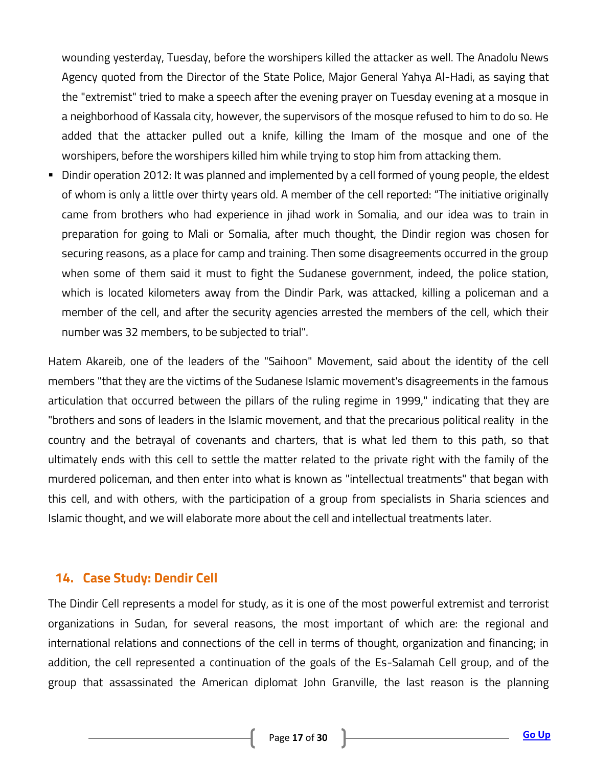wounding yesterday, Tuesday, before the worshipers killed the attacker as well. The Anadolu News Agency quoted from the Director of the State Police, Major General Yahya Al-Hadi, as saying that the "extremist" tried to make a speech after the evening prayer on Tuesday evening at a mosque in a neighborhood of Kassala city, however, the supervisors of the mosque refused to him to do so. He added that the attacker pulled out a knife, killing the Imam of the mosque and one of the worshipers, before the worshipers killed him while trying to stop him from attacking them.

- Dindir operation 2012: It was planned and implemented by a cell formed of young people, the eldest of whom is only a little over thirty years old. A member of the cell reported: "The initiative originally came from brothers who had experience in jihad work in Somalia, and our idea was to train in preparation for going to Mali or Somalia, after much thought, the Dindir region was chosen for securing reasons, as a place for camp and training. Then some disagreements occurred in the group when some of them said it must to fight the Sudanese government, indeed, the police station, which is located kilometers away from the Dindir Park, was attacked, killing a policeman and a member of the cell, and after the security agencies arrested the members of the cell, which their number was 32 members, to be subjected to trial".

Hatem Akareib, one of the leaders of the "Saihoon" Movement, said about the identity of the cell members "that they are the victims of the Sudanese Islamic movement's disagreements in the famous articulation that occurred between the pillars of the ruling regime in 1999," indicating that they are "brothers and sons of leaders in the Islamic movement, and that the precarious political reality in the country and the betrayal of covenants and charters, that is what led them to this path, so that ultimately ends with this cell to settle the matter related to the private right with the family of the murdered policeman, and then enter into what is known as "intellectual treatments" that began with this cell, and with others, with the participation of a group from specialists in Sharia sciences and Islamic thought, and we will elaborate more about the cell and intellectual treatments later.

## 14. Case Study: Dendir Cell

The Dindir Cell represents a model for study, as it is one of the most powerful extremist and terrorist organizations in Sudan, for several reasons, the most important of which are: the regional and international relations and connections of the cell in terms of thought, organization and financing; in addition, the cell represented a continuation of the goals of the Es-Salamah Cell group, and of the group that assassinated the American diplomat John Granville, the last reason is the planning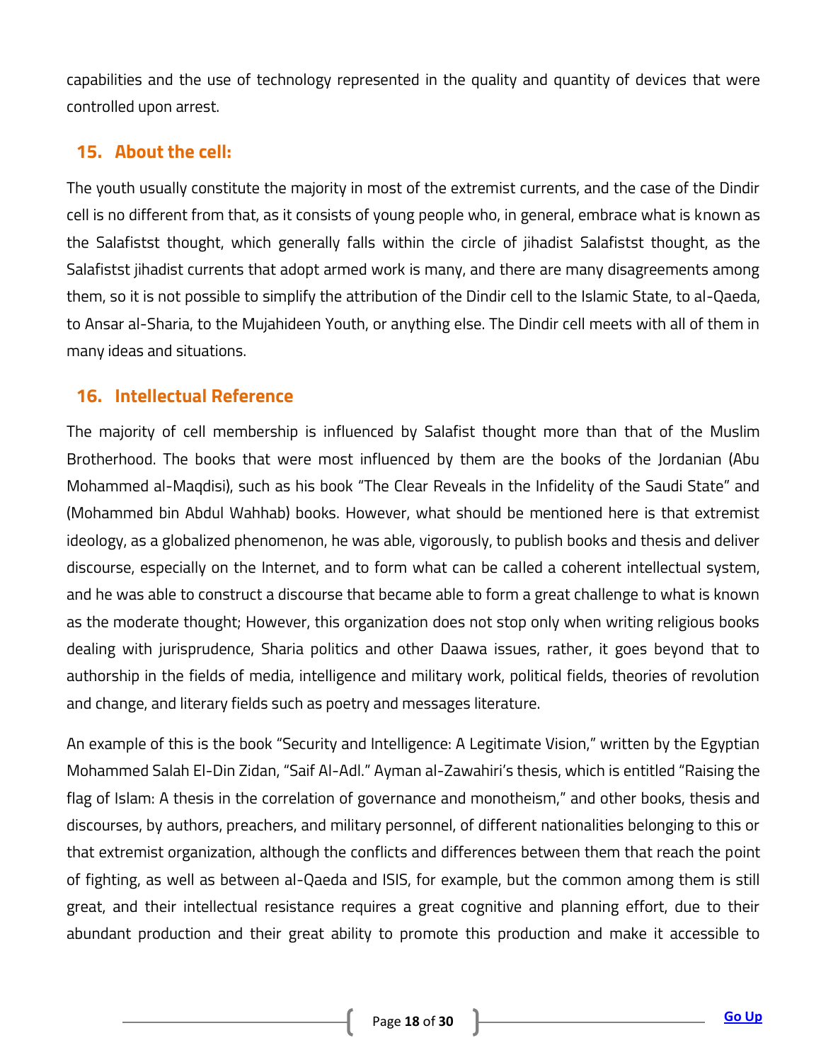capabilities and the use of technology represented in the quality and quantity of devices that were controlled upon arrest.

## 15. About the cell:

The youth usually constitute the majority in most of the extremist currents, and the case of the Dindir cell is no different from that, as it consists of young people who, in general, embrace what is known as the Salafistst thought, which generally falls within the circle of jihadist Salafistst thought, as the Salafistst jihadist currents that adopt armed work is many, and there are many disagreements among them, so it is not possible to simplify the attribution of the Dindir cell to the Islamic State, to al-Qaeda, to Ansar al-Sharia, to the Mujahideen Youth, or anything else. The Dindir cell meets with all of them in many ideas and situations.

## 16. Intellectual Reference

The majority of cell membership is influenced by Salafist thought more than that of the Muslim Brotherhood. The books that were most influenced by them are the books of the Jordanian (Abu Mohammed al-Maqdisi), such as his book "The Clear Reveals in the Infidelity of the Saudi State" and (Mohammed bin Abdul Wahhab) books. However, what should be mentioned here is that extremist ideology, as a globalized phenomenon, he was able, vigorously, to publish books and thesis and deliver discourse, especially on the Internet, and to form what can be called a coherent intellectual system, and he was able to construct a discourse that became able to form a great challenge to what is known as the moderate thought; However, this organization does not stop only when writing religious books dealing with jurisprudence, Sharia politics and other Daawa issues, rather, it goes beyond that to authorship in the fields of media, intelligence and military work, political fields, theories of revolution and change, and literary fields such as poetry and messages literature.

An example of this is the book "Security and Intelligence: A Legitimate Vision," written by the Egyptian Mohammed Salah El-Din Zidan, "Saif Al-Adl." Ayman al-Zawahiri's thesis, which is entitled "Raising the flag of Islam: A thesis in the correlation of governance and monotheism," and other books, thesis and discourses, by authors, preachers, and military personnel, of different nationalities belonging to this or that extremist organization, although the conflicts and differences between them that reach the point of fighting, as well as between al-Qaeda and ISIS, for example, but the common among them is still great, and their intellectual resistance requires a great cognitive and planning effort, due to their abundant production and their great ability to promote this production and make it accessible to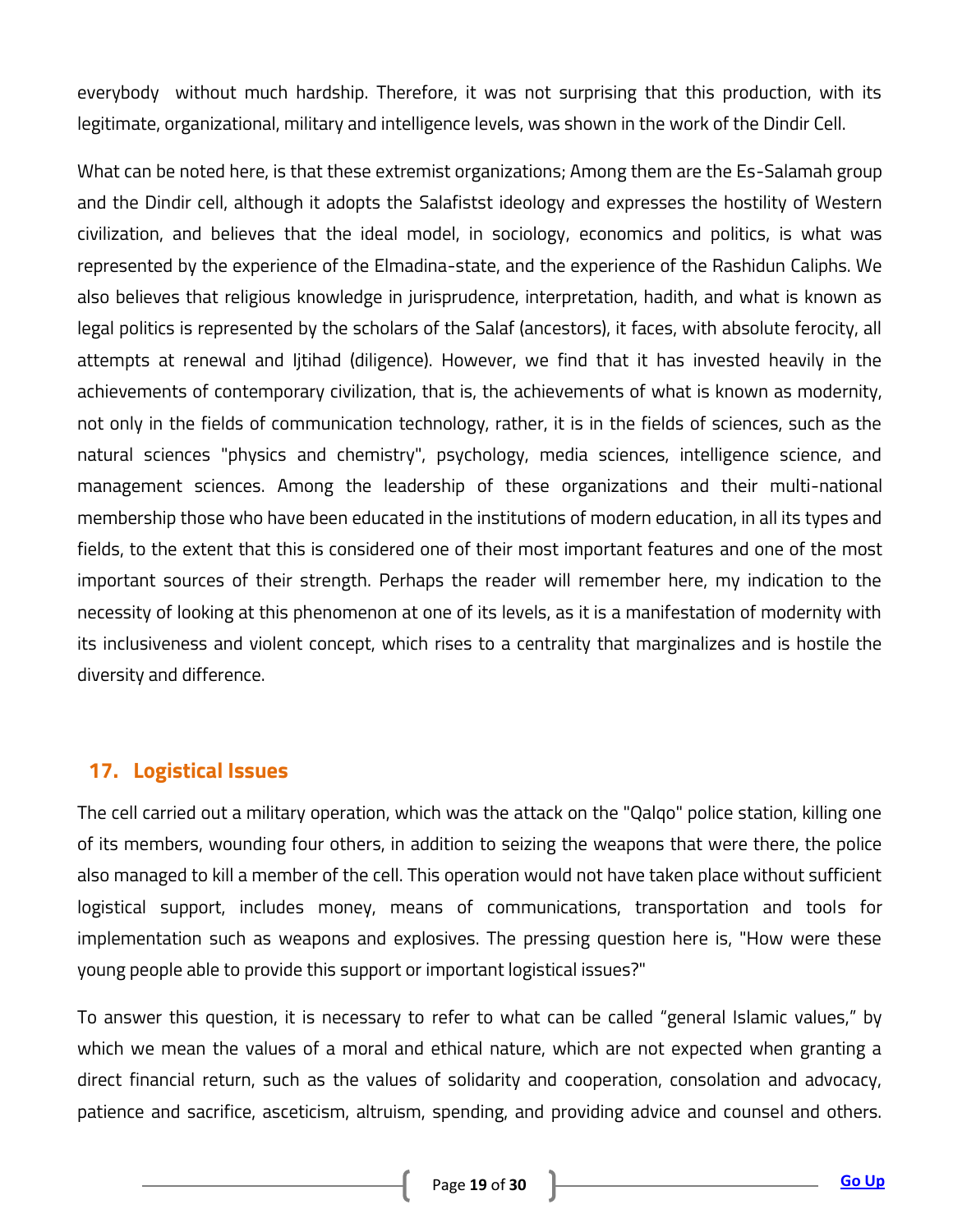everybody without much hardship. Therefore, it was not surprising that this production, with its legitimate, organizational, military and intelligence levels, was shown in the work of the Dindir Cell.

What can be noted here, is that these extremist organizations; Among them are the Es-Salamah group and the Dindir cell, although it adopts the Salafistst ideology and expresses the hostility of Western civilization, and believes that the ideal model, in sociology, economics and politics, is what was represented by the experience of the Elmadina-state, and the experience of the Rashidun Caliphs. We also believes that religious knowledge in jurisprudence, interpretation, hadith, and what is known as legal politics is represented by the scholars of the Salaf (ancestors), it faces, with absolute ferocity, all attempts at renewal and Ijtihad (diligence). However, we find that it has invested heavily in the achievements of contemporary civilization, that is, the achievements of what is known as modernity, not only in the fields of communication technology, rather, it is in the fields of sciences, such as the natural sciences "physics and chemistry", psychology, media sciences, intelligence science, and management sciences. Among the leadership of these organizations and their multi-national membership those who have been educated in the institutions of modern education, in all its types and fields, to the extent that this is considered one of their most important features and one of the most important sources of their strength. Perhaps the reader will remember here, my indication to the necessity of looking at this phenomenon at one of its levels, as it is a manifestation of modernity with its inclusiveness and violent concept, which rises to a centrality that marginalizes and is hostile the diversity and difference.

## 17. Logistical Issues

The cell carried out a military operation, which was the attack on the "Qalqo" police station, killing one of its members, wounding four others, in addition to seizing the weapons that were there, the police also managed to kill a member of the cell. This operation would not have taken place without sufficient logistical support, includes money, means of communications, transportation and tools for implementation such as weapons and explosives. The pressing question here is, "How were these young people able to provide this support or important logistical issues?"

To answer this question, it is necessary to refer to what can be called “general Islamic values,” by which we mean the values of a moral and ethical nature, which are not expected when granting a direct financial return, such as the values of solidarity and cooperation, consolation and advocacy, patience and sacrifice, asceticism, altruism, spending, and providing advice and counsel and others.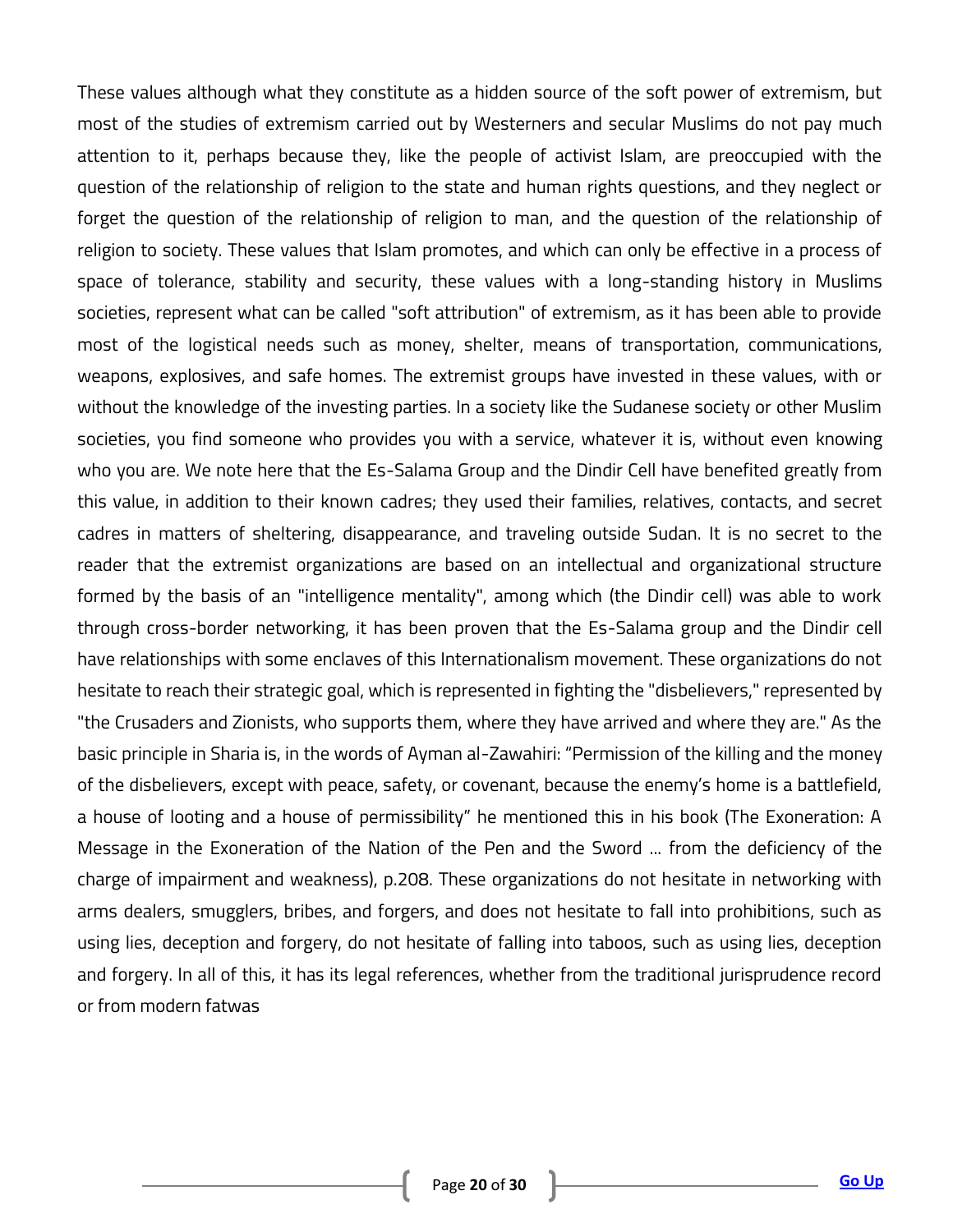These values although what they constitute as a hidden source of the soft power of extremism, but most of the studies of extremism carried out by Westerners and secular Muslims do not pay much attention to it, perhaps because they, like the people of activist Islam, are preoccupied with the question of the relationship of religion to the state and human rights questions, and they neglect or forget the question of the relationship of religion to man, and the question of the relationship of religion to society. These values that Islam promotes, and which can only be effective in a process of space of tolerance, stability and security, these values with a long-standing history in Muslims societies, represent what can be called "soft attribution" of extremism, as it has been able to provide most of the logistical needs such as money, shelter, means of transportation, communications, weapons, explosives, and safe homes. The extremist groups have invested in these values, with or without the knowledge of the investing parties. In a society like the Sudanese society or other Muslim societies, you find someone who provides you with a service, whatever it is, without even knowing who you are. We note here that the Es-Salama Group and the Dindir Cell have benefited greatly from this value, in addition to their known cadres; they used their families, relatives, contacts, and secret cadres in matters of sheltering, disappearance, and traveling outside Sudan. It is no secret to the reader that the extremist organizations are based on an intellectual and organizational structure formed by the basis of an "intelligence mentality", among which (the Dindir cell) was able to work through cross-border networking, it has been proven that the Es-Salama group and the Dindir cell have relationships with some enclaves of this Internationalism movement. These organizations do not hesitate to reach their strategic goal, which is represented in fighting the "disbelievers," represented by "the Crusaders and Zionists, who supports them, where they have arrived and where they are." As the basic principle in Sharia is, in the words of Ayman al-Zawahiri: "Permission of the killing and the money of the disbelievers, except with peace, safety, or covenant, because the enemy's home is a battlefield, a house of looting and a house of permissibility" he mentioned this in his book (The Exoneration: A Message in the Exoneration of the Nation of the Pen and the Sword ... from the deficiency of the charge of impairment and weakness), p.208. These organizations do not hesitate in networking with arms dealers, smugglers, bribes, and forgers, and does not hesitate to fall into prohibitions, such as using lies, deception and forgery, do not hesitate of falling into taboos, such as using lies, deception and forgery. In all of this, it has its legal references, whether from the traditional jurisprudence record or from modern fatwas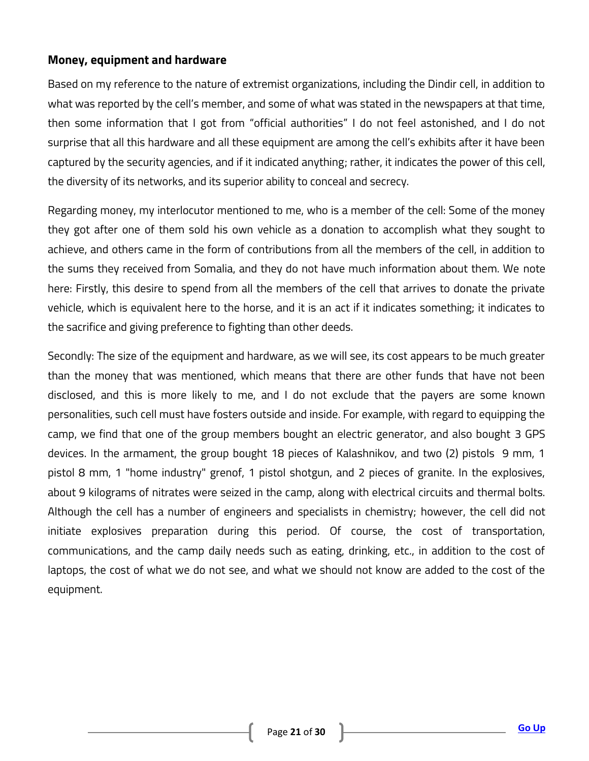**Money, equipment and hardware**

Based on my reference to the nature of extremist organizations, including the Dindir cell, in addition to what was reported by the cell's member, and some of what was stated in the newspapers at that time, then some information that I got from "official authorities" I do not feel astonished, and I do not surprise that all this hardware and all these equipment are among the cell's exhibits after it have been captured by the security agencies, and if it indicated anything; rather, it indicates the power of this cell, the diversity of its networks, and its superior ability to conceal and secrecy.

Regarding money, my interlocutor mentioned to me, who is a member of the cell: Some of the money they got after one of them sold his own vehicle as a donation to accomplish what they sought to achieve, and others came in the form of contributions from all the members of the cell, in addition to the sums they received from Somalia, and they do not have much information about them. We note here: Firstly, this desire to spend from all the members of the cell that arrives to donate the private vehicle, which is equivalent here to the horse, and it is an act if it indicates something; it indicates to the sacrifice and giving preference to fighting than other deeds.

Secondly: The size of the equipment and hardware, as we will see, its cost appears to be much greater than the money that was mentioned, which means that there are other funds that have not been disclosed, and this is more likely to me, and I do not exclude that the payers are some known personalities, such cell must have fosters outside and inside. For example, with regard to equipping the camp, we find that one of the group members bought an electric generator, and also bought 3 GPS devices. In the armament, the group bought 18 pieces of Kalashnikov, and two (2) pistols 9 mm, 1 pistol 8 mm, 1 "home industry" grenof, 1 pistol shotgun, and 2 pieces of granite. In the explosives, about 9 kilograms of nitrates were seized in the camp, along with electrical circuits and thermal bolts. Although the cell has a number of engineers and specialists in chemistry; however, the cell did not initiate explosives preparation during this period. Of course, the cost of transportation, communications, and the camp daily needs such as eating, drinking, etc., in addition to the cost of laptops, the cost of what we do not see, and what we should not know are added to the cost of the equipment.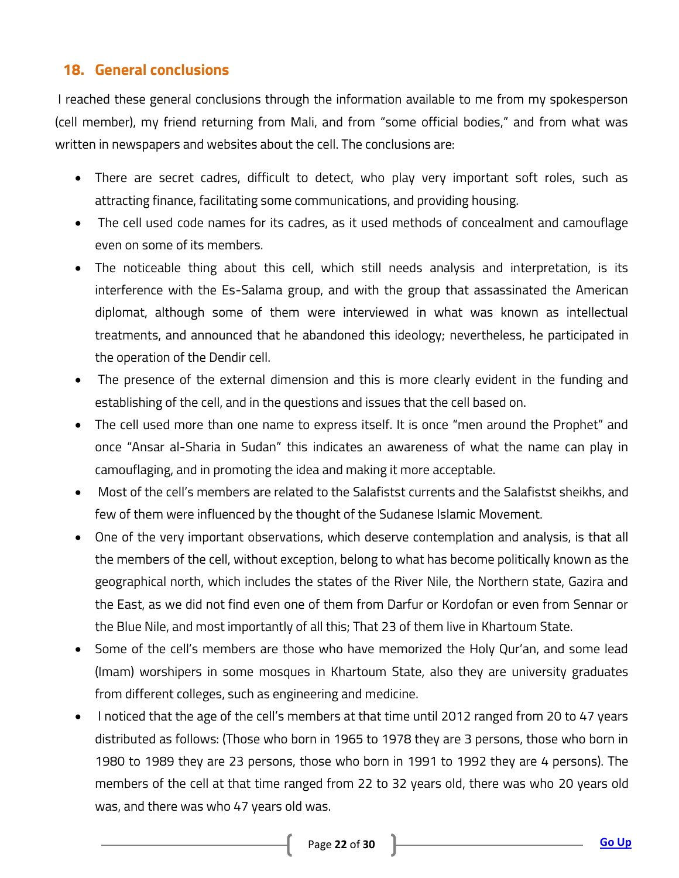## 18. General conclusions

I reached these general conclusions through the information available to me from my spokesperson (cell member), my friend returning from Mali, and from "some official bodies," and from what was written in newspapers and websites about the cell. The conclusions are:

- There are secret cadres, difficult to detect, who play very important soft roles, such as attracting finance, facilitating some communications, and providing housing.
- The cell used code names for its cadres, as it used methods of concealment and camouflage even on some of its members.
- The noticeable thing about this cell, which still needs analysis and interpretation, is its interference with the Es-Salama group, and with the group that assassinated the American diplomat, although some of them were interviewed in what was known as intellectual treatments, and announced that he abandoned this ideology; nevertheless, he participated in the operation of the Dendir cell.
- The presence of the external dimension and this is more clearly evident in the funding and establishing of the cell, and in the questions and issues that the cell based on.
- The cell used more than one name to express itself. It is once "men around the Prophet" and once "Ansar al-Sharia in Sudan" this indicates an awareness of what the name can play in camouflaging, and in promoting the idea and making it more acceptable.
- Most of the cell's members are related to the Salafistst currents and the Salafistst sheikhs, and few of them were influenced by the thought of the Sudanese Islamic Movement.
- One of the very important observations, which deserve contemplation and analysis, is that all the members of the cell, without exception, belong to what has become politically known as the geographical north, which includes the states of the River Nile, the Northern state, Gazira and the East, as we did not find even one of them from Darfur or Kordofan or even from Sennar or the Blue Nile, and most importantly of all this; That 23 of them live in Khartoum State.
- Some of the cell's members are those who have memorized the Holy Qur'an, and some lead (Imam) worshipers in some mosques in Khartoum State, also they are university graduates from different colleges, such as engineering and medicine.
- I noticed that the age of the cell's members at that time until 2012 ranged from 20 to 47 years distributed as follows: (Those who born in 1965 to 1978 they are 3 persons, those who born in 1980 to 1989 they are 23 persons, those who born in 1991 to 1992 they are 4 persons). The members of the cell at that time ranged from 22 to 32 years old, there was who 20 years old was, and there was who 47 years old was.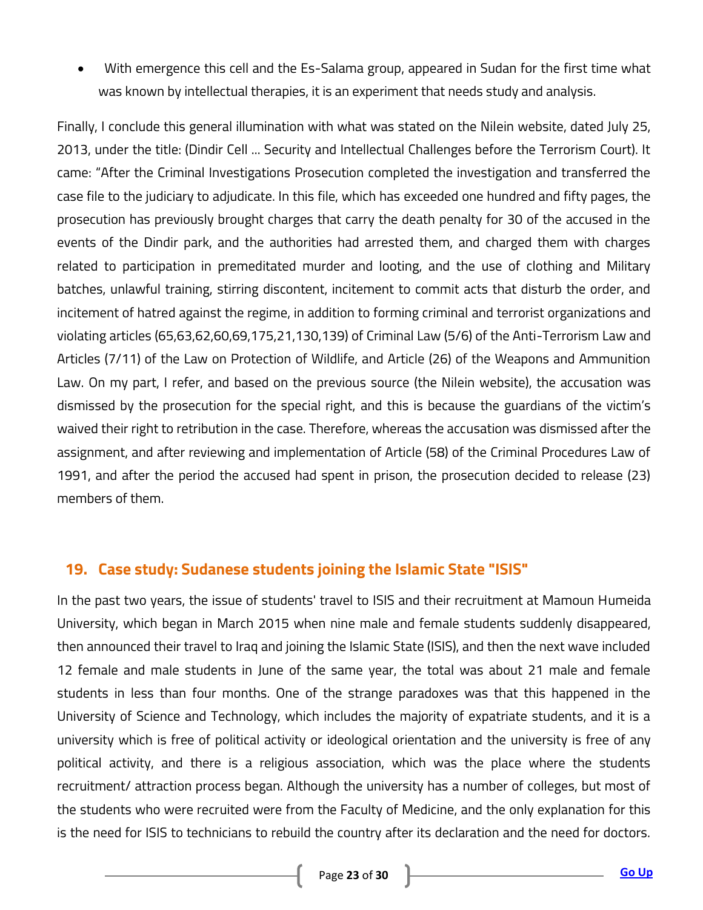- With emergence this cell and the Es-Salama group, appeared in Sudan for the first time what was known by intellectual therapies, it is an experiment that needs study and analysis.

Finally, I conclude this general illumination with what was stated on the Nilein website, dated July 25, 2013, under the title: (Dindir Cell ... Security and Intellectual Challenges before the Terrorism Court). It came: "After the Criminal Investigations Prosecution completed the investigation and transferred the case file to the judiciary to adjudicate. In this file, which has exceeded one hundred and fifty pages, the prosecution has previously brought charges that carry the death penalty for 30 of the accused in the events of the Dindir park, and the authorities had arrested them, and charged them with charges related to participation in premeditated murder and looting, and the use of clothing and Military batches, unlawful training, stirring discontent, incitement to commit acts that disturb the order, and incitement of hatred against the regime, in addition to forming criminal and terrorist organizations and violating articles (65,63,62,60,69,175,21,130,139) of Criminal Law (5/6) of the Anti-Terrorism Law and Articles (7/11) of the Law on Protection of Wildlife, and Article (26) of the Weapons and Ammunition Law. On my part, I refer, and based on the previous source (the Nilein website), the accusation was dismissed by the prosecution for the special right, and this is because the guardians of the victim's waived their right to retribution in the case. Therefore, whereas the accusation was dismissed after the assignment, and after reviewing and implementation of Article (58) of the Criminal Procedures Law of 1991, and after the period the accused had spent in prison, the prosecution decided to release (23) members of them.

## 19. Case study: Sudanese students joining the Islamic State "ISIS"

In the past two years, the issue of students' travel to ISIS and their recruitment at Mamoun Humeida University, which began in March 2015 when nine male and female students suddenly disappeared, then announced their travel to Iraq and joining the Islamic State (ISIS), and then the next wave included 12 female and male students in June of the same year, the total was about 21 male and female students in less than four months. One of the strange paradoxes was that this happened in the University of Science and Technology, which includes the majority of expatriate students, and it is a university which is free of political activity or ideological orientation and the university is free of any political activity, and there is a religious association, which was the place where the students recruitment/ attraction process began. Although the university has a number of colleges, but most of the students who were recruited were from the Faculty of Medicine, and the only explanation for this is the need for ISIS to technicians to rebuild the country after its declaration and the need for doctors.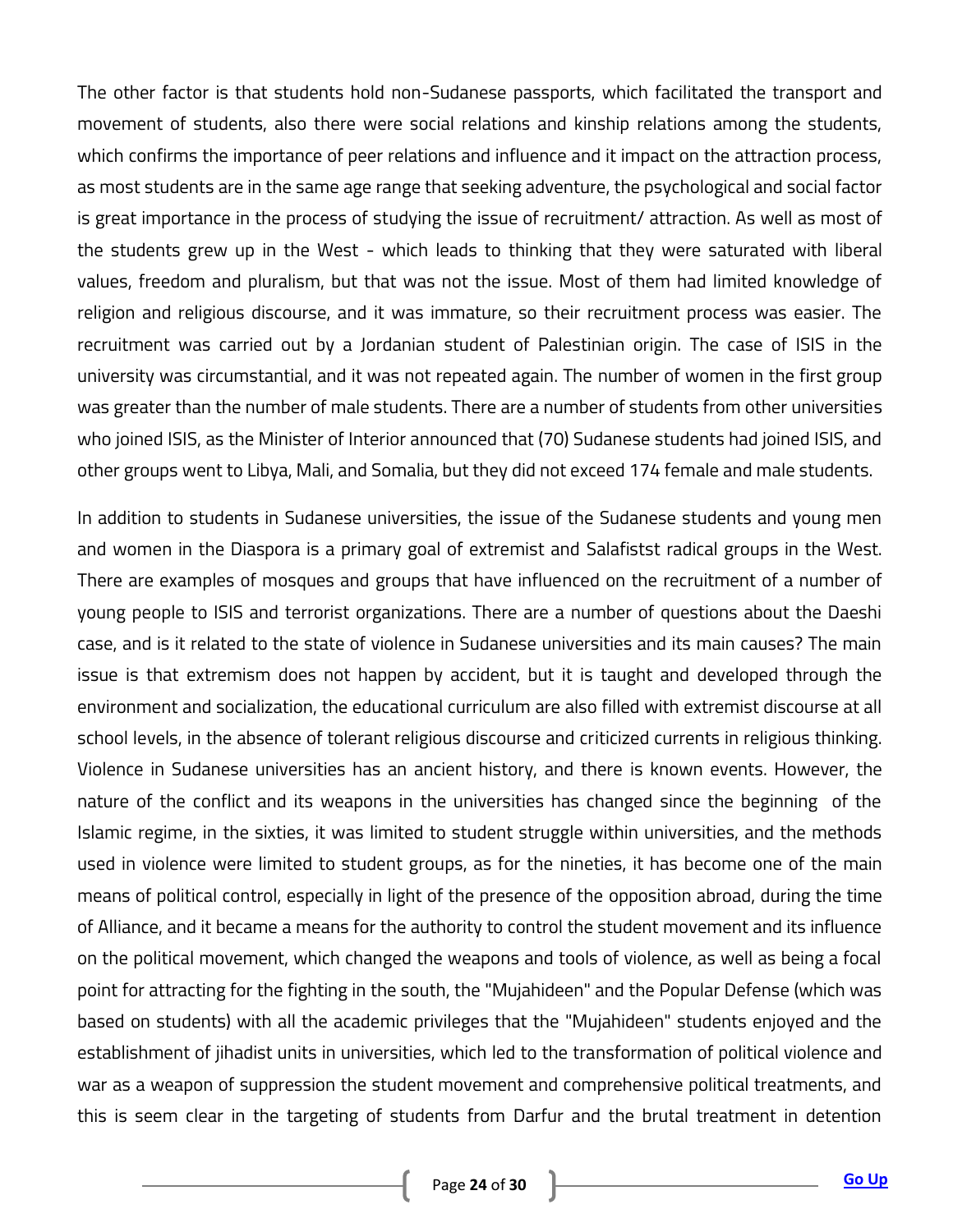The other factor is that students hold non-Sudanese passports, which facilitated the transport and movement of students, also there were social relations and kinship relations among the students, which confirms the importance of peer relations and influence and it impact on the attraction process, as most students are in the same age range that seeking adventure, the psychological and social factor is great importance in the process of studying the issue of recruitment/ attraction. As well as most of the students grew up in the West - which leads to thinking that they were saturated with liberal values, freedom and pluralism, but that was not the issue. Most of them had limited knowledge of religion and religious discourse, and it was immature, so their recruitment process was easier. The recruitment was carried out by a Jordanian student of Palestinian origin. The case of ISIS in the university was circumstantial, and it was not repeated again. The number of women in the first group was greater than the number of male students. There are a number of students from other universities who joined ISIS, as the Minister of Interior announced that (70) Sudanese students had joined ISIS, and other groups went to Libya, Mali, and Somalia, but they did not exceed 174 female and male students.

In addition to students in Sudanese universities, the issue of the Sudanese students and young men and women in the Diaspora is a primary goal of extremist and Salafistst radical groups in the West. There are examples of mosques and groups that have influenced on the recruitment of a number of young people to ISIS and terrorist organizations. There are a number of questions about the Daeshi case, and is it related to the state of violence in Sudanese universities and its main causes? The main issue is that extremism does not happen by accident, but it is taught and developed through the environment and socialization, the educational curriculum are also filled with extremist discourse at all school levels, in the absence of tolerant religious discourse and criticized currents in religious thinking. Violence in Sudanese universities has an ancient history, and there is known events. However, the nature of the conflict and its weapons in the universities has changed since the beginning of the Islamic regime, in the sixties, it was limited to student struggle within universities, and the methods used in violence were limited to student groups, as for the nineties, it has become one of the main means of political control, especially in light of the presence of the opposition abroad, during the time of Alliance, and it became a means for the authority to control the student movement and its influence on the political movement, which changed the weapons and tools of violence, as well as being a focal point for attracting for the fighting in the south, the "Mujahideen" and the Popular Defense (which was based on students) with all the academic privileges that the "Mujahideen" students enjoyed and the establishment of jihadist units in universities, which led to the transformation of political violence and war as a weapon of suppression the student movement and comprehensive political treatments, and this is seem clear in the targeting of students from Darfur and the brutal treatment in detention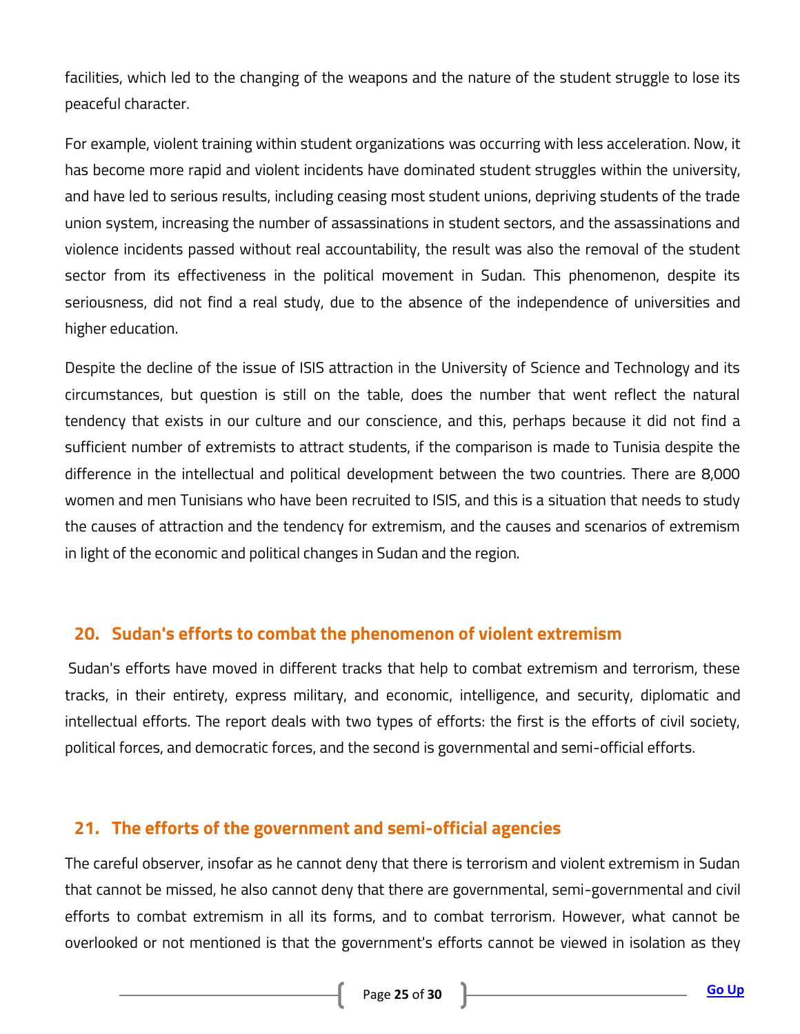facilities, which led to the changing of the weapons and the nature of the student struggle to lose its peaceful character.

For example, violent training within student organizations was occurring with less acceleration. Now, it has become more rapid and violent incidents have dominated student struggles within the university, and have led to serious results, including ceasing most student unions, depriving students of the trade union system, increasing the number of assassinations in student sectors, and the assassinations and violence incidents passed without real accountability, the result was also the removal of the student sector from its effectiveness in the political movement in Sudan. This phenomenon, despite its seriousness, did not find a real study, due to the absence of the independence of universities and higher education.

Despite the decline of the issue of ISIS attraction in the University of Science and Technology and its circumstances, but question is still on the table, does the number that went reflect the natural tendency that exists in our culture and our conscience, and this, perhaps because it did not find a sufficient number of extremists to attract students, if the comparison is made to Tunisia despite the difference in the intellectual and political development between the two countries. There are 8,000 women and men Tunisians who have been recruited to ISIS, and this is a situation that needs to study the causes of attraction and the tendency for extremism, and the causes and scenarios of extremism in light of the economic and political changes in Sudan and the region.

## 20. Sudan's efforts to combat the phenomenon of violent extremism

Sudan's efforts have moved in different tracks that help to combat extremism and terrorism, these tracks, in their entirety, express military, and economic, intelligence, and security, diplomatic and intellectual efforts. The report deals with two types of efforts: the first is the efforts of civil society, political forces, and democratic forces, and the second is governmental and semi-official efforts.

## 21. The efforts of the government and semi-official agencies

The careful observer, insofar as he cannot deny that there is terrorism and violent extremism in Sudan that cannot be missed, he also cannot deny that there are governmental, semi-governmental and civil efforts to combat extremism in all its forms, and to combat terrorism. However, what cannot be overlooked or not mentioned is that the government's efforts cannot be viewed in isolation as they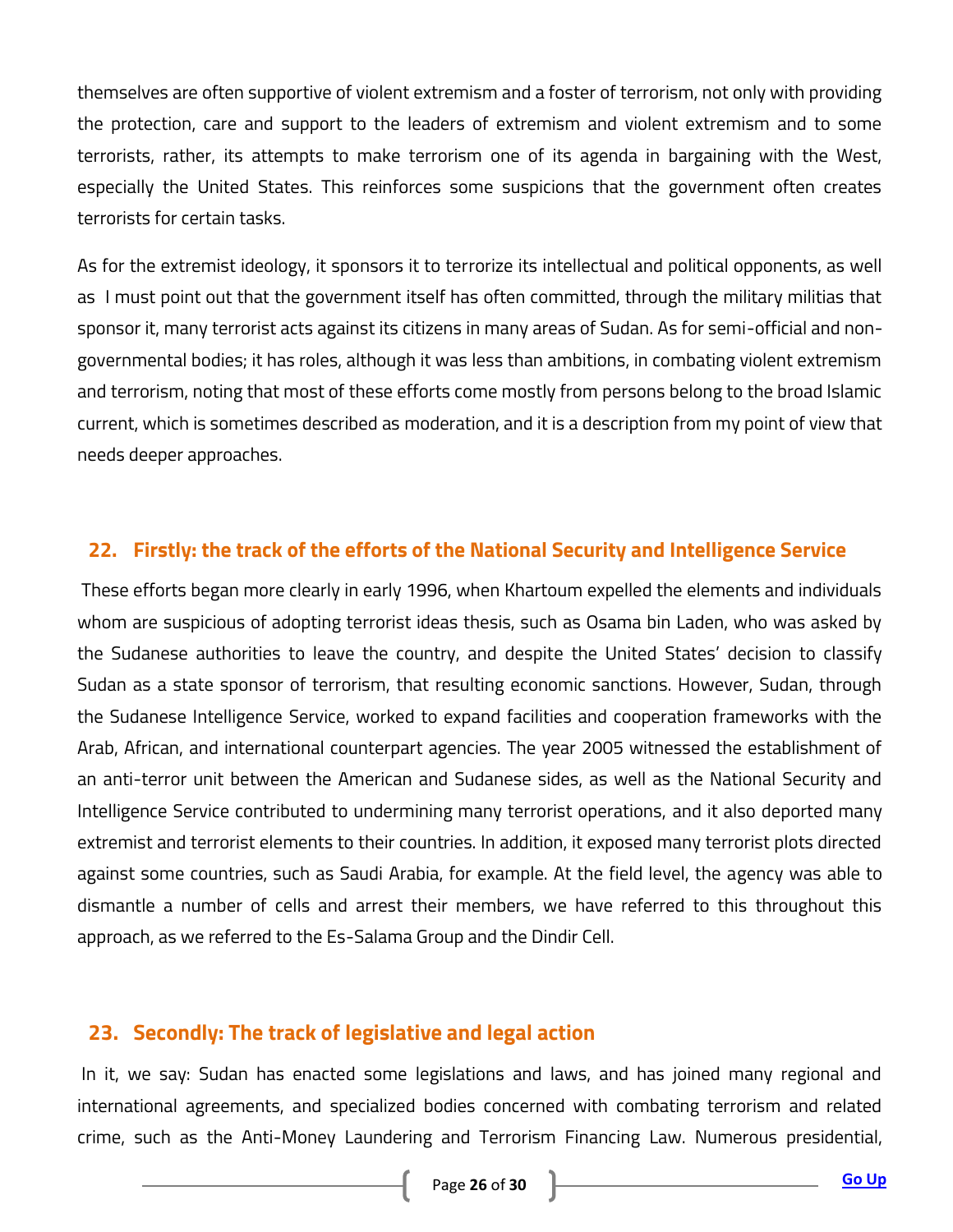themselves are often supportive of violent extremism and a foster of terrorism, not only with providing the protection, care and support to the leaders of extremism and violent extremism and to some terrorists, rather, its attempts to make terrorism one of its agenda in bargaining with the West, especially the United States. This reinforces some suspicions that the government often creates terrorists for certain tasks.

As for the extremist ideology, it sponsors it to terrorize its intellectual and political opponents, as well as I must point out that the government itself has often committed, through the military militias that sponsor it, many terrorist acts against its citizens in many areas of Sudan. As for semi-official and non-governmental bodies; it has roles, although it was less than ambitions, in combating violent extremism and terrorism, noting that most of these efforts come mostly from persons belong to the broad Islamic current, which is sometimes described as moderation, and it is a description from my point of view that needs deeper approaches.

## 22. Firstly: the track of the efforts of the National Security and Intelligence Service

These efforts began more clearly in early 1996, when Khartoum expelled the elements and individuals whom are suspicious of adopting terrorist ideas thesis, such as Osama bin Laden, who was asked by the Sudanese authorities to leave the country, and despite the United States' decision to classify Sudan as a state sponsor of terrorism, that resulting economic sanctions. However, Sudan, through the Sudanese Intelligence Service, worked to expand facilities and cooperation frameworks with the Arab, African, and international counterpart agencies. The year 2005 witnessed the establishment of an anti-terror unit between the American and Sudanese sides, as well as the National Security and Intelligence Service contributed to undermining many terrorist operations, and it also deported many extremist and terrorist elements to their countries. In addition, it exposed many terrorist plots directed against some countries, such as Saudi Arabia, for example. At the field level, the agency was able to dismantle a number of cells and arrest their members, we have referred to this throughout this approach, as we referred to the Es-Salama Group and the Dindir Cell.

## 23. Secondly: The track of legislative and legal action

In it, we say: Sudan has enacted some legislations and laws, and has joined many regional and international agreements, and specialized bodies concerned with combating terrorism and related crime, such as the Anti-Money Laundering and Terrorism Financing Law. Numerous presidential,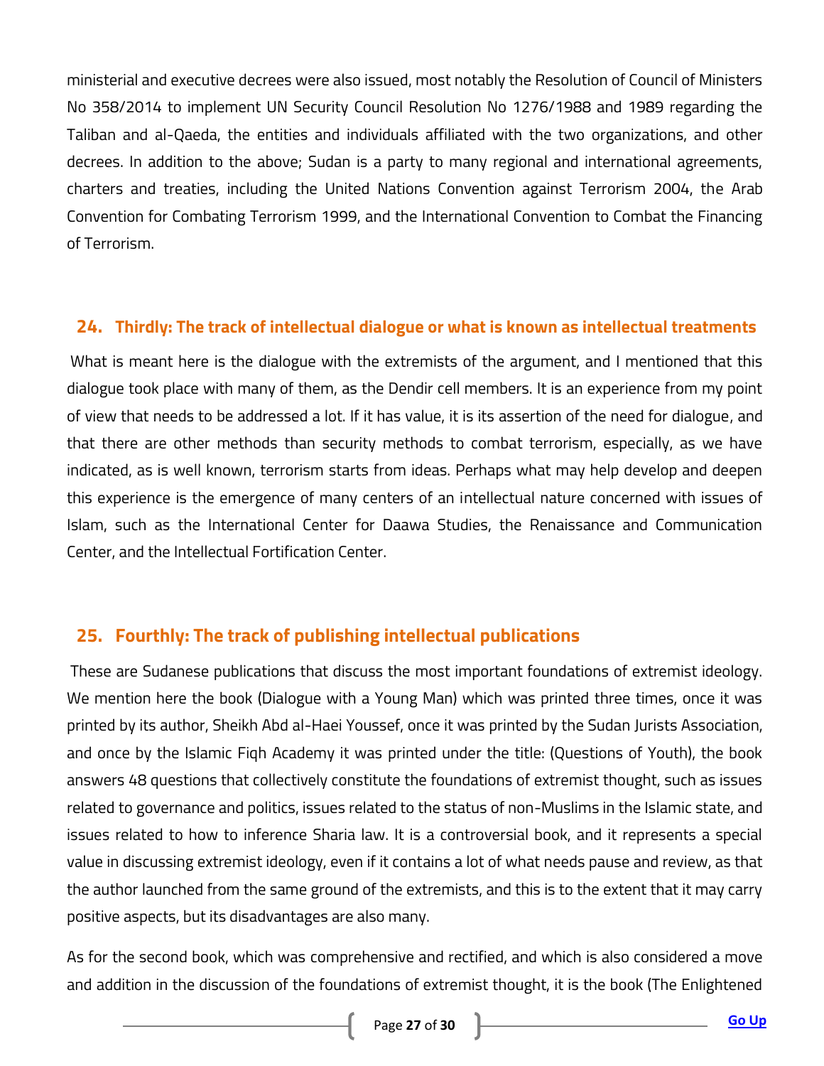ministerial and executive decrees were also issued, most notably the Resolution of Council of Ministers No 358/2014 to implement UN Security Council Resolution No 1276/1988 and 1989 regarding the Taliban and al-Qaeda, the entities and individuals affiliated with the two organizations, and other decrees. In addition to the above; Sudan is a party to many regional and international agreements, charters and treaties, including the United Nations Convention against Terrorism 2004, the Arab Convention for Combating Terrorism 1999, and the International Convention to Combat the Financing of Terrorism.

## 24. Thirdly: The track of intellectual dialogue or what is known as intellectual treatments

What is meant here is the dialogue with the extremists of the argument, and I mentioned that this dialogue took place with many of them, as the Dendir cell members. It is an experience from my point of view that needs to be addressed a lot. If it has value, it is its assertion of the need for dialogue, and that there are other methods than security methods to combat terrorism, especially, as we have indicated, as is well known, terrorism starts from ideas. Perhaps what may help develop and deepen this experience is the emergence of many centers of an intellectual nature concerned with issues of Islam, such as the International Center for Daawa Studies, the Renaissance and Communication Center, and the Intellectual Fortification Center.

## 25. Fourthly: The track of publishing intellectual publications

These are Sudanese publications that discuss the most important foundations of extremist ideology. We mention here the book (Dialogue with a Young Man) which was printed three times, once it was printed by its author, Sheikh Abd al-Haei Youssef, once it was printed by the Sudan Jurists Association, and once by the Islamic Fiqh Academy it was printed under the title: (Questions of Youth), the book answers 48 questions that collectively constitute the foundations of extremist thought, such as issues related to governance and politics, issues related to the status of non-Muslims in the Islamic state, and issues related to how to inference Sharia law. It is a controversial book, and it represents a special value in discussing extremist ideology, even if it contains a lot of what needs pause and review, as that the author launched from the same ground of the extremists, and this is to the extent that it may carry positive aspects, but its disadvantages are also many.

As for the second book, which was comprehensive and rectified, and which is also considered a move and addition in the discussion of the foundations of extremist thought, it is the book (The Enlightened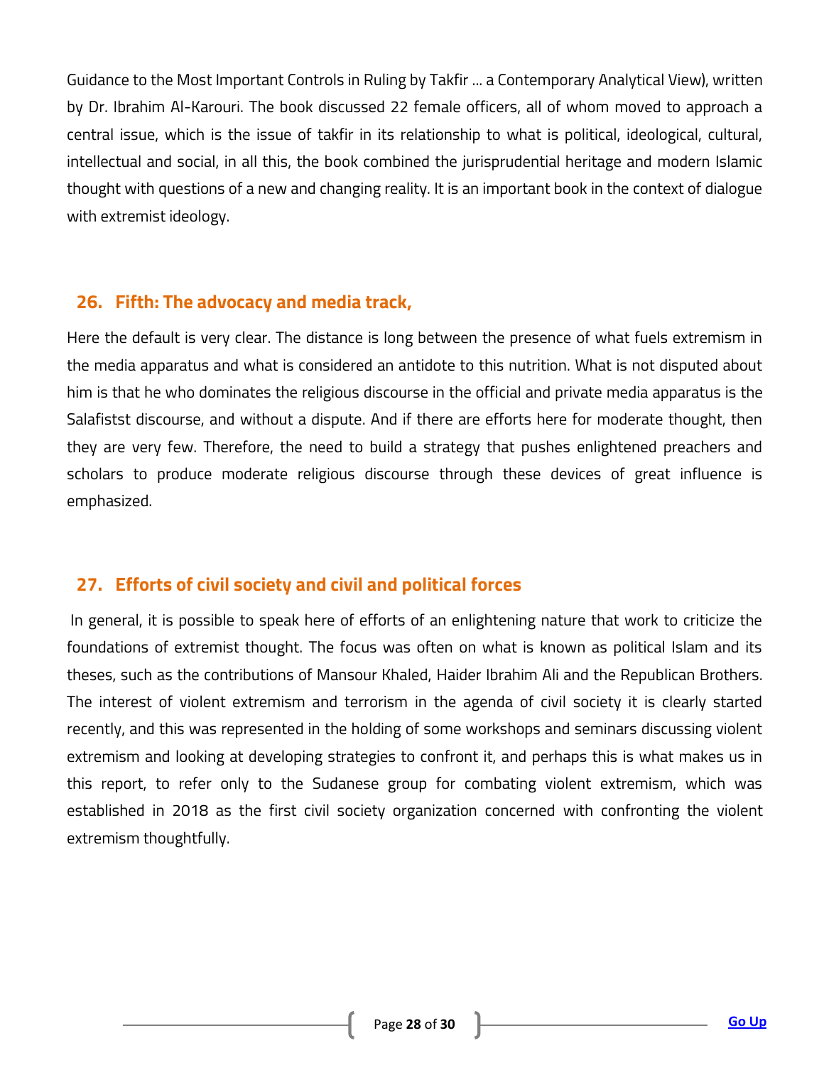Guidance to the Most Important Controls in Ruling by Takfir ... a Contemporary Analytical View), written by Dr. Ibrahim Al-Karouri. The book discussed 22 female officers, all of whom moved to approach a central issue, which is the issue of takfir in its relationship to what is political, ideological, cultural, intellectual and social, in all this, the book combined the jurisprudential heritage and modern Islamic thought with questions of a new and changing reality. It is an important book in the context of dialogue with extremist ideology.

## 26. Fifth: The advocacy and media track,

Here the default is very clear. The distance is long between the presence of what fuels extremism in the media apparatus and what is considered an antidote to this nutrition. What is not disputed about him is that he who dominates the religious discourse in the official and private media apparatus is the Salafistst discourse, and without a dispute. And if there are efforts here for moderate thought, then they are very few. Therefore, the need to build a strategy that pushes enlightened preachers and scholars to produce moderate religious discourse through these devices of great influence is emphasized.

## 27. Efforts of civil society and civil and political forces

In general, it is possible to speak here of efforts of an enlightening nature that work to criticize the foundations of extremist thought. The focus was often on what is known as political Islam and its theses, such as the contributions of Mansour Khaled, Haider Ibrahim Ali and the Republican Brothers. The interest of violent extremism and terrorism in the agenda of civil society it is clearly started recently, and this was represented in the holding of some workshops and seminars discussing violent extremism and looking at developing strategies to confront it, and perhaps this is what makes us in this report, to refer only to the Sudanese group for combating violent extremism, which was established in 2018 as the first civil society organization concerned with confronting the violent extremism thoughtfully.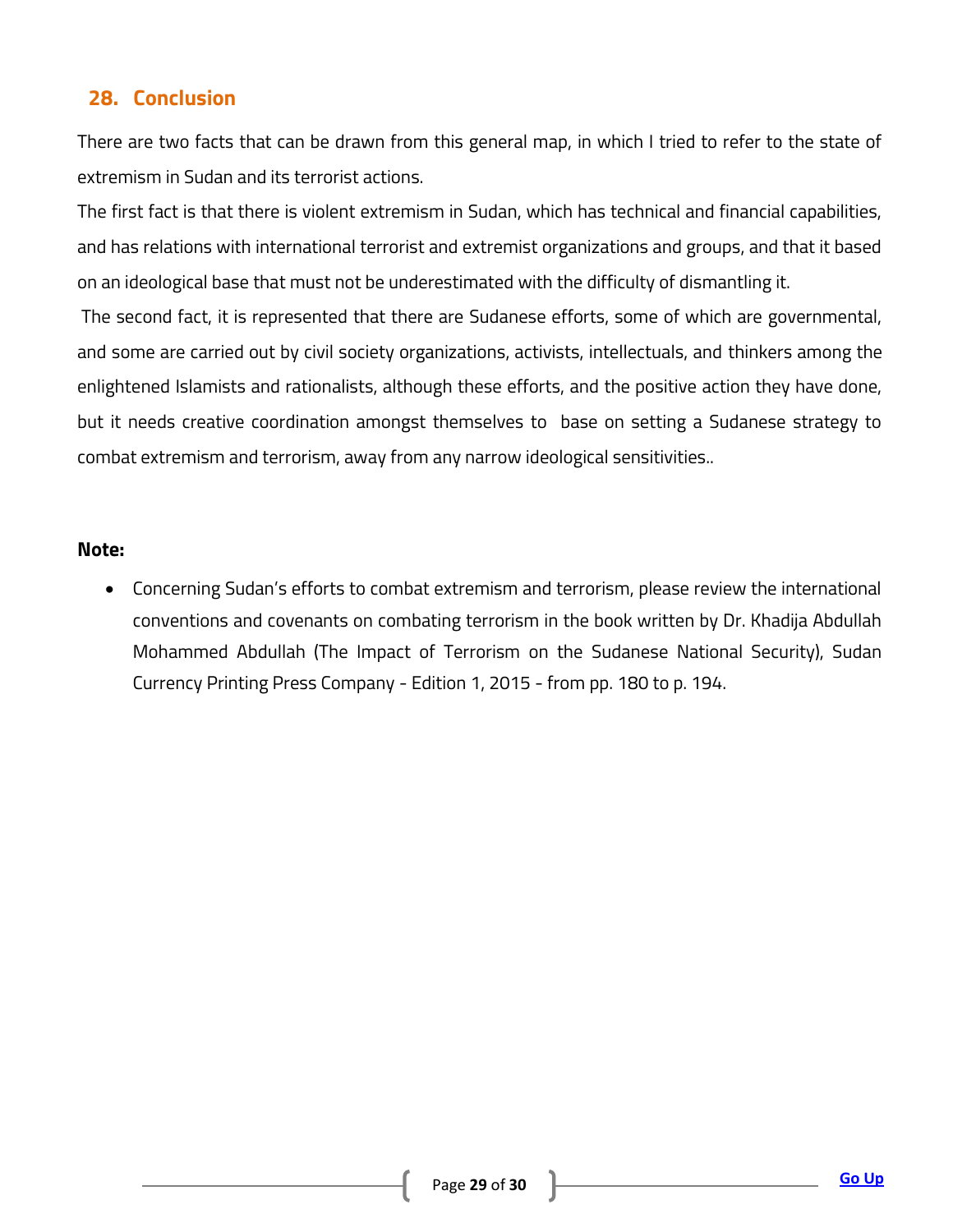## 28. Conclusion

There are two facts that can be drawn from this general map, in which I tried to refer to the state of extremism in Sudan and its terrorist actions.

The first fact is that there is violent extremism in Sudan, which has technical and financial capabilities, and has relations with international terrorist and extremist organizations and groups, and that it based on an ideological base that must not be underestimated with the difficulty of dismantling it.

The second fact, it is represented that there are Sudanese efforts, some of which are governmental, and some are carried out by civil society organizations, activists, intellectuals, and thinkers among the enlightened Islamists and rationalists, although these efforts, and the positive action they have done, but it needs creative coordination amongst themselves to base on setting a Sudanese strategy to combat extremism and terrorism, away from any narrow ideological sensitivities..

**Note:**

- Concerning Sudan's efforts to combat extremism and terrorism, please review the international conventions and covenants on combating terrorism in the book written by Dr. Khadija Abdullah Mohammed Abdullah (The Impact of Terrorism on the Sudanese National Security), Sudan Currency Printing Press Company - Edition 1, 2015 - from pp. 180 to p. 194.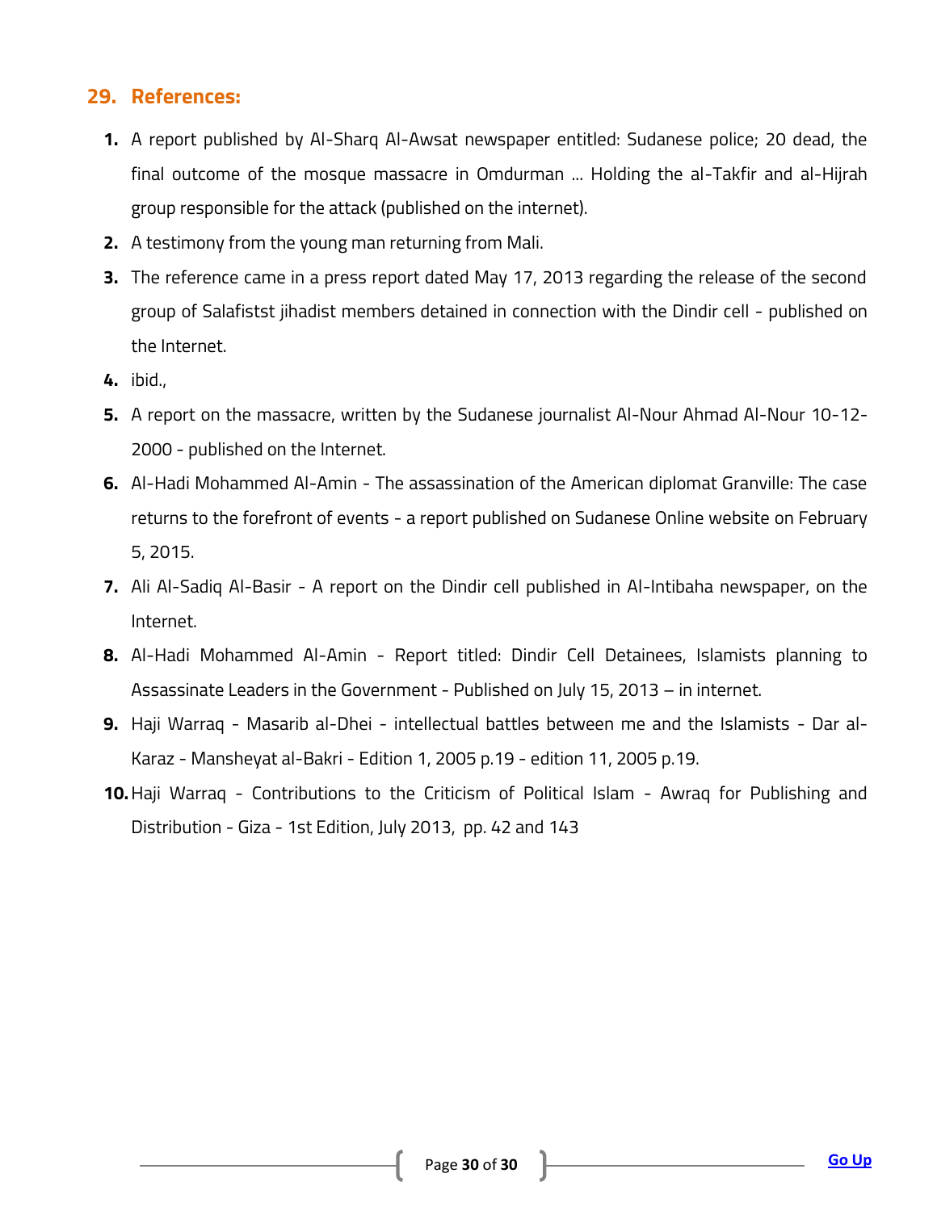## 29. References:

1. A report published by Al-Sharq Al-Awsat newspaper entitled: Sudanese police; 20 dead, the final outcome of the mosque massacre in Omdurman ... Holding the al-Takfir and al-Hijrah group responsible for the attack (published on the internet).
2. A testimony from the young man returning from Mali.
3. The reference came in a press report dated May 17, 2013 regarding the release of the second group of Salafistst jihadist members detained in connection with the Dindir cell - published on the Internet.
4. ibid.,
5. A report on the massacre, written by the Sudanese journalist Al-Nour Ahmad Al-Nour 10-12-2000 - published on the Internet.
6. Al-Hadi Mohammed Al-Amin - The assassination of the American diplomat Granville: The case returns to the forefront of events - a report published on Sudanese Online website on February 5, 2015.
7. Ali Al-Sadiq Al-Basir - A report on the Dindir cell published in Al-Intibaha newspaper, on the Internet.
8. Al-Hadi Mohammed Al-Amin - Report titled: Dindir Cell Detainees, Islamists planning to Assassinate Leaders in the Government - Published on July 15, 2013 – in internet.
9. Haji Warraq - Masarib al-Dhei - intellectual battles between me and the Islamists - Dar al-Karaz - Mansheyat al-Bakri - Edition 1, 2005 p.19 - edition 11, 2005 p.19.
10. Haji Warraq - Contributions to the Criticism of Political Islam - Awraq for Publishing and Distribution - Giza - 1st Edition, July 2013, pp. 42 and 143